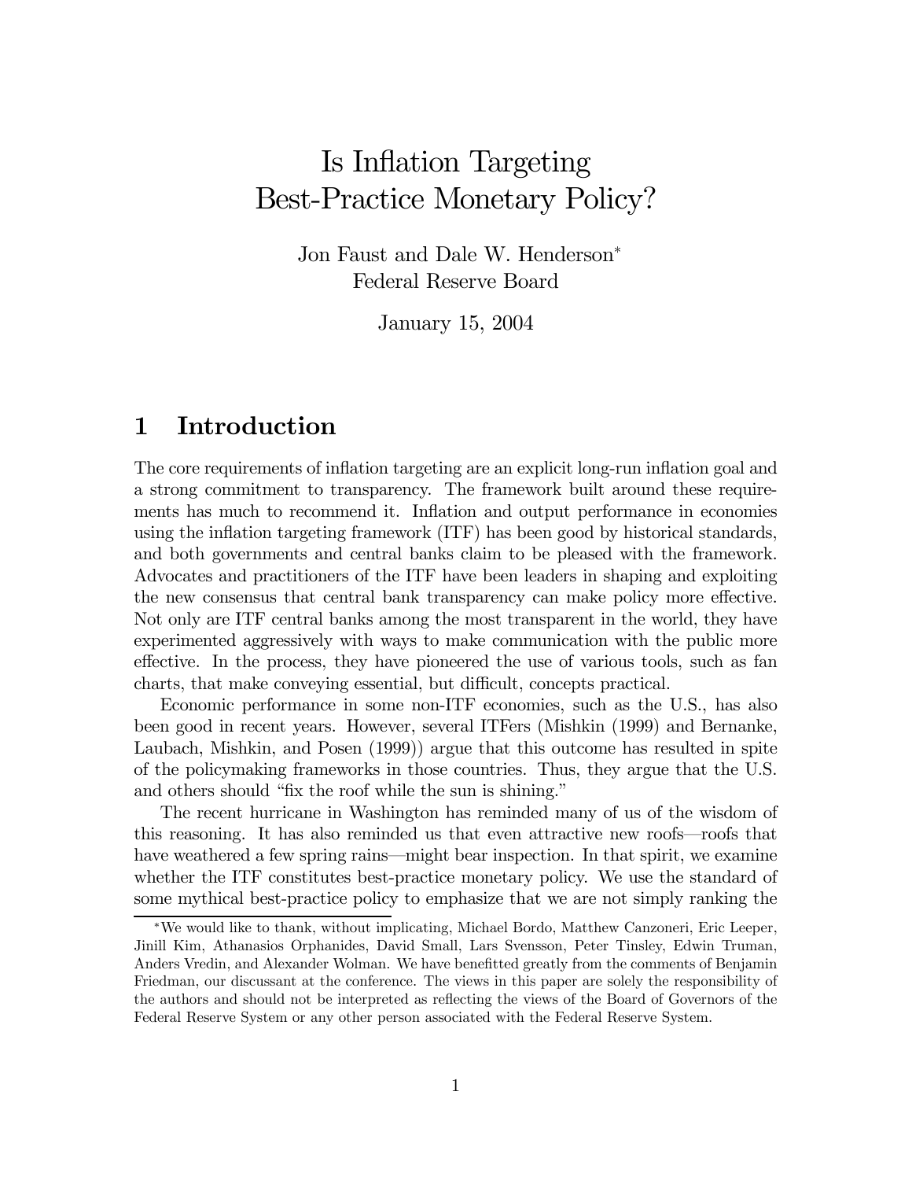# Is Inflation Targeting Best-Practice Monetary Policy?

Jon Faust and Dale W. Henderson*
Federal Reserve Board

January 15, 2004

## 1 Introduction

The core requirements of inflation targeting are an explicit long-run inflation goal and a strong commitment to transparency. The framework built around these requirements has much to recommend it. Inflation and output performance in economies using the inflation targeting framework (ITF) has been good by historical standards, and both governments and central banks claim to be pleased with the framework. Advocates and practitioners of the ITF have been leaders in shaping and exploiting the new consensus that central bank transparency can make policy more effective. Not only are ITF central banks among the most transparent in the world, they have experimented aggressively with ways to make communication with the public more effective. In the process, they have pioneered the use of various tools, such as fan charts, that make conveying essential, but difficult, concepts practical.

Economic performance in some non-ITF economies, such as the U.S., has also been good in recent years. However, several ITFers (Mishkin (1999) and Bernanke, Laubach, Mishkin, and Posen (1999)) argue that this outcome has resulted in spite of the policymaking frameworks in those countries. Thus, they argue that the U.S. and others should "fix the roof while the sun is shining."

The recent hurricane in Washington has reminded many of us of the wisdom of this reasoning. It has also reminded us that even attractive new roofs—roofs that have weathered a few spring rains—might bear inspection. In that spirit, we examine whether the ITF constitutes best-practice monetary policy. We use the standard of some mythical best-practice policy to emphasize that we are not simply ranking the

*We would like to thank, without implicating, Michael Bordo, Matthew Canzoneri, Eric Leeper, Jinill Kim, Athanasios Orphanides, David Small, Lars Svensson, Peter Tinsley, Edwin Truman, Anders Vredin, and Alexander Wolman. We have benefitted greatly from the comments of Benjamin Friedman, our discussant at the conference. The views in this paper are solely the responsibility of the authors and should not be interpreted as reflecting the views of the Board of Governors of the Federal Reserve System or any other person associated with the Federal Reserve System.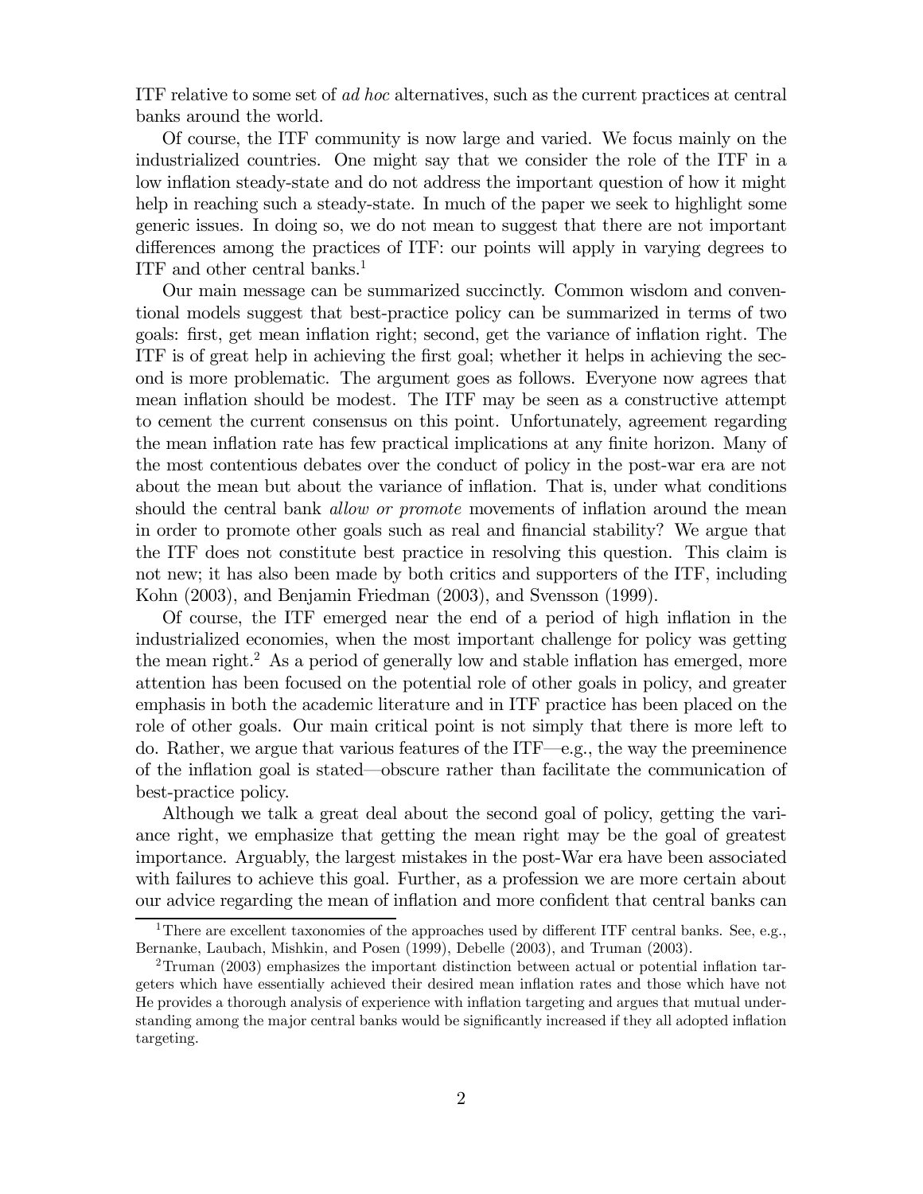ITF relative to some set of *ad hoc* alternatives, such as the current practices at central banks around the world.

Of course, the ITF community is now large and varied. We focus mainly on the industrialized countries. One might say that we consider the role of the ITF in a low inflation steady-state and do not address the important question of how it might help in reaching such a steady-state. In much of the paper we seek to highlight some generic issues. In doing so, we do not mean to suggest that there are not important differences among the practices of ITF: our points will apply in varying degrees to ITF and other central banks.[1]

Our main message can be summarized succinctly. Common wisdom and conventional models suggest that best-practice policy can be summarized in terms of two goals: first, get mean inflation right; second, get the variance of inflation right. The ITF is of great help in achieving the first goal; whether it helps in achieving the second is more problematic. The argument goes as follows. Everyone now agrees that mean inflation should be modest. The ITF may be seen as a constructive attempt to cement the current consensus on this point. Unfortunately, agreement regarding the mean inflation rate has few practical implications at any finite horizon. Many of the most contentious debates over the conduct of policy in the post-war era are not about the mean but about the variance of inflation. That is, under what conditions should the central bank *allow or promote* movements of inflation around the mean in order to promote other goals such as real and financial stability? We argue that the ITF does not constitute best practice in resolving this question. This claim is not new; it has also been made by both critics and supporters of the ITF, including Kohn (2003), and Benjamin Friedman (2003), and Svensson (1999).

Of course, the ITF emerged near the end of a period of high inflation in the industrialized economies, when the most important challenge for policy was getting the mean right.[2] As a period of generally low and stable inflation has emerged, more attention has been focused on the potential role of other goals in policy, and greater emphasis in both the academic literature and in ITF practice has been placed on the role of other goals. Our main critical point is not simply that there is more left to do. Rather, we argue that various features of the ITF—e.g., the way the preeminence of the inflation goal is stated—obscure rather than facilitate the communication of best-practice policy.

Although we talk a great deal about the second goal of policy, getting the variance right, we emphasize that getting the mean right may be the goal of greatest importance. Arguably, the largest mistakes in the post-War era have been associated with failures to achieve this goal. Further, as a profession we are more certain about our advice regarding the mean of inflation and more confident that central banks can

---

[1] There are excellent taxonomies of the approaches used by different ITF central banks. See, e.g., Bernanke, Laubach, Mishkin, and Posen (1999), Debelle (2003), and Truman (2003).

[2] Truman (2003) emphasizes the important distinction between actual or potential inflation targeters which have essentially achieved their desired mean inflation rates and those which have not He provides a thorough analysis of experience with inflation targeting and argues that mutual understanding among the major central banks would be significantly increased if they all adopted inflation targeting.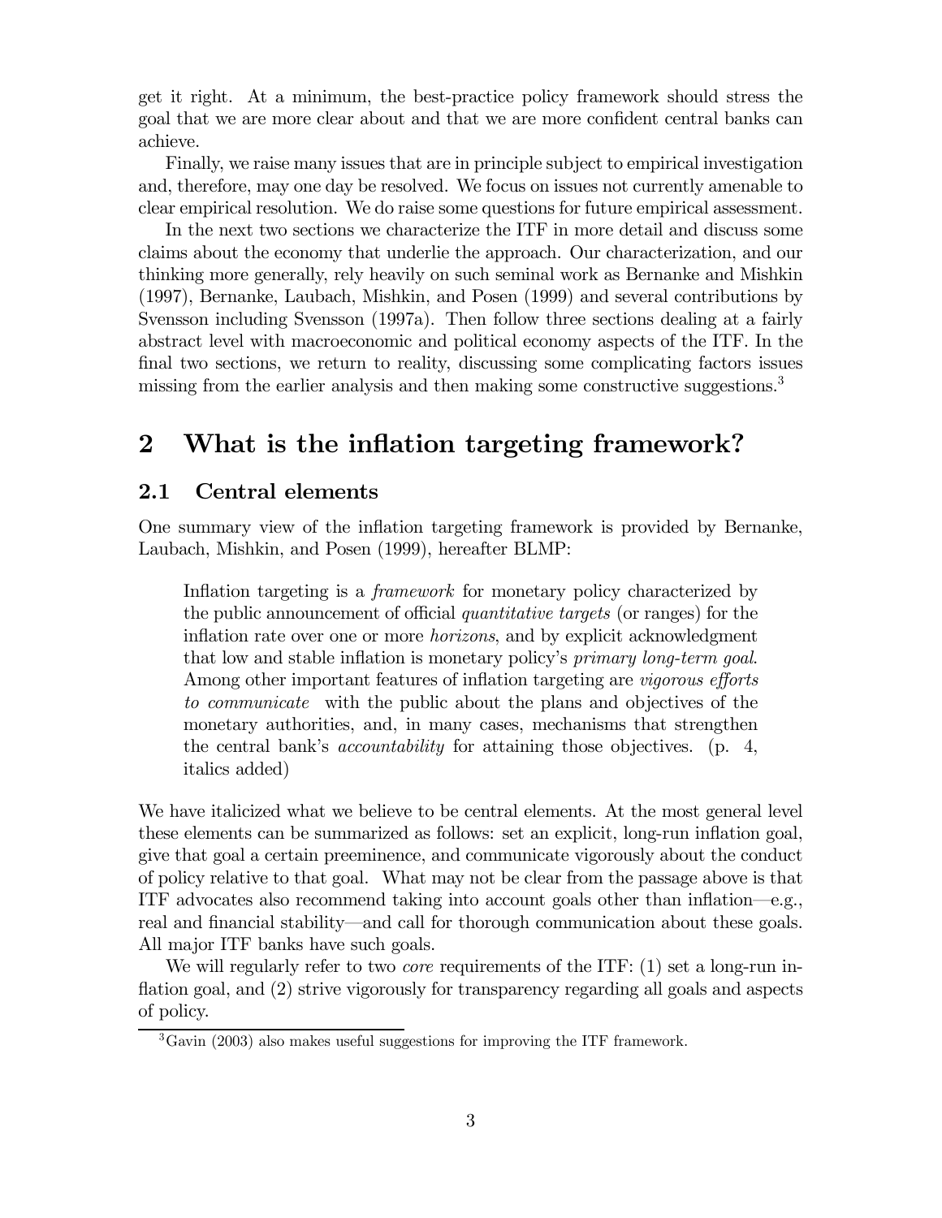get it right. At a minimum, the best-practice policy framework should stress the goal that we are more clear about and that we are more confident central banks can achieve.

Finally, we raise many issues that are in principle subject to empirical investigation and, therefore, may one day be resolved. We focus on issues not currently amenable to clear empirical resolution. We do raise some questions for future empirical assessment.

In the next two sections we characterize the ITF in more detail and discuss some claims about the economy that underlie the approach. Our characterization, and our thinking more generally, rely heavily on such seminal work as Bernanke and Mishkin (1997), Bernanke, Laubach, Mishkin, and Posen (1999) and several contributions by Svensson including Svensson (1997a). Then follow three sections dealing at a fairly abstract level with macroeconomic and political economy aspects of the ITF. In the final two sections, we return to reality, discussing some complicating factors issues missing from the earlier analysis and then making some constructive suggestions.[3]

## 2 What is the inflation targeting framework?

### 2.1 Central elements

One summary view of the inflation targeting framework is provided by Bernanke, Laubach, Mishkin, and Posen (1999), hereafter BLMP:

> Inflation targeting is a *framework* for monetary policy characterized by the public announcement of official *quantitative targets* (or ranges) for the inflation rate over one or more *horizons*, and by explicit acknowledgment that low and stable inflation is monetary policy's *primary long-term goal*. Among other important features of inflation targeting are *vigorous efforts to communicate* with the public about the plans and objectives of the monetary authorities, and, in many cases, mechanisms that strengthen the central bank's *accountability* for attaining those objectives. (p. 4, italics added)

We have italicized what we believe to be central elements. At the most general level these elements can be summarized as follows: set an explicit, long-run inflation goal, give that goal a certain preeminence, and communicate vigorously about the conduct of policy relative to that goal. What may not be clear from the passage above is that ITF advocates also recommend taking into account goals other than inflation—e.g., real and financial stability—and call for thorough communication about these goals. All major ITF banks have such goals.

We will regularly refer to two *core* requirements of the ITF: (1) set a long-run inflation goal, and (2) strive vigorously for transparency regarding all goals and aspects of policy.

[3] Gavin (2003) also makes useful suggestions for improving the ITF framework.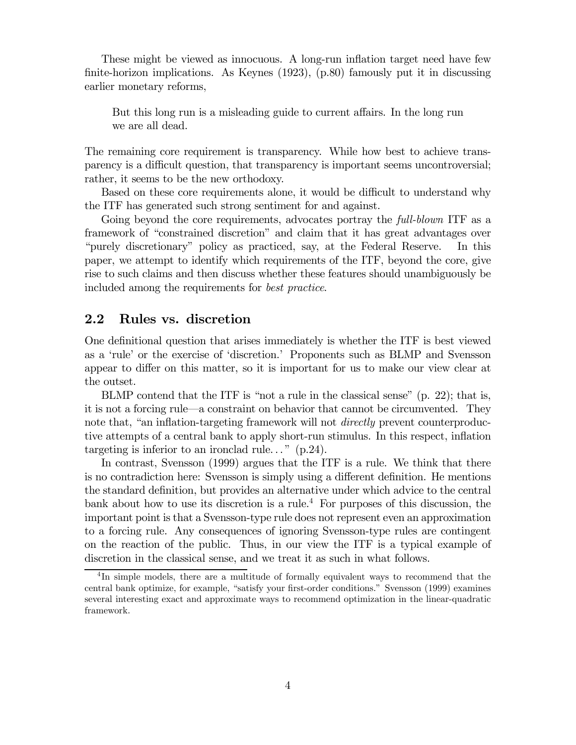These might be viewed as innocuous. A long-run inflation target need have few finite-horizon implications. As Keynes (1923), (p.80) famously put it in discussing earlier monetary reforms,

> But this long run is a misleading guide to current affairs. In the long run we are all dead.

The remaining core requirement is transparency. While how best to achieve transparency is a difficult question, that transparency is important seems uncontroversial; rather, it seems to be the new orthodoxy.

Based on these core requirements alone, it would be difficult to understand why the ITF has generated such strong sentiment for and against.

Going beyond the core requirements, advocates portray the *full-blown* ITF as a framework of "constrained discretion" and claim that it has great advantages over "purely discretionary" policy as practiced, say, at the Federal Reserve. In this paper, we attempt to identify which requirements of the ITF, beyond the core, give rise to such claims and then discuss whether these features should unambiguously be included among the requirements for *best practice*.

## 2.2 Rules vs. discretion

One definitional question that arises immediately is whether the ITF is best viewed as a 'rule' or the exercise of 'discretion.' Proponents such as BLMP and Svensson appear to differ on this matter, so it is important for us to make our view clear at the outset.

BLMP contend that the ITF is "not a rule in the classical sense" (p. 22); that is, it is not a forcing rule—a constraint on behavior that cannot be circumvented. They note that, "an inflation-targeting framework will not *directly* prevent counterproductive attempts of a central bank to apply short-run stimulus. In this respect, inflation targeting is inferior to an ironclad rule..." (p.24).

In contrast, Svensson (1999) argues that the ITF is a rule. We think that there is no contradiction here: Svensson is simply using a different definition. He mentions the standard definition, but provides an alternative under which advice to the central bank about how to use its discretion is a rule.[4] For purposes of this discussion, the important point is that a Svensson-type rule does not represent even an approximation to a forcing rule. Any consequences of ignoring Svensson-type rules are contingent on the reaction of the public. Thus, in our view the ITF is a typical example of discretion in the classical sense, and we treat it as such in what follows.

[4] In simple models, there are a multitude of formally equivalent ways to recommend that the central bank optimize, for example, "satisfy your first-order conditions." Svensson (1999) examines several interesting exact and approximate ways to recommend optimization in the linear-quadratic framework.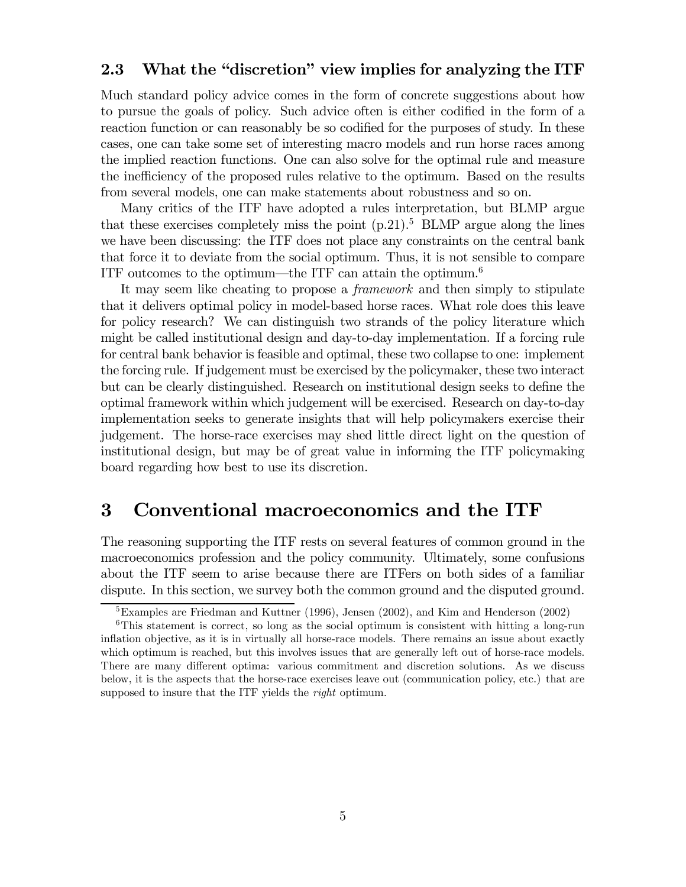### 2.3 What the "discretion" view implies for analyzing the ITF

Much standard policy advice comes in the form of concrete suggestions about how to pursue the goals of policy. Such advice often is either codified in the form of a reaction function or can reasonably be so codified for the purposes of study. In these cases, one can take some set of interesting macro models and run horse races among the implied reaction functions. One can also solve for the optimal rule and measure the inefficiency of the proposed rules relative to the optimum. Based on the results from several models, one can make statements about robustness and so on.

Many critics of the ITF have adopted a rules interpretation, but BLMP argue that these exercises completely miss the point (p.21).[5] BLMP argue along the lines we have been discussing: the ITF does not place any constraints on the central bank that force it to deviate from the social optimum. Thus, it is not sensible to compare ITF outcomes to the optimum—the ITF can attain the optimum.[6]

It may seem like cheating to propose a *framework* and then simply to stipulate that it delivers optimal policy in model-based horse races. What role does this leave for policy research? We can distinguish two strands of the policy literature which might be called institutional design and day-to-day implementation. If a forcing rule for central bank behavior is feasible and optimal, these two collapse to one: implement the forcing rule. If judgement must be exercised by the policymaker, these two interact but can be clearly distinguished. Research on institutional design seeks to define the optimal framework within which judgement will be exercised. Research on day-to-day implementation seeks to generate insights that will help policymakers exercise their judgement. The horse-race exercises may shed little direct light on the question of institutional design, but may be of great value in informing the ITF policymaking board regarding how best to use its discretion.

# 3 Conventional macroeconomics and the ITF

The reasoning supporting the ITF rests on several features of common ground in the macroeconomics profession and the policy community. Ultimately, some confusions about the ITF seem to arise because there are ITFers on both sides of a familiar dispute. In this section, we survey both the common ground and the disputed ground.

[5] Examples are Friedman and Kuttner (1996), Jensen (2002), and Kim and Henderson (2002)

[6] This statement is correct, so long as the social optimum is consistent with hitting a long-run inflation objective, as it is in virtually all horse-race models. There remains an issue about exactly which optimum is reached, but this involves issues that are generally left out of horse-race models. There are many different optima: various commitment and discretion solutions. As we discuss below, it is the aspects that the horse-race exercises leave out (communication policy, etc.) that are supposed to insure that the ITF yields the *right* optimum.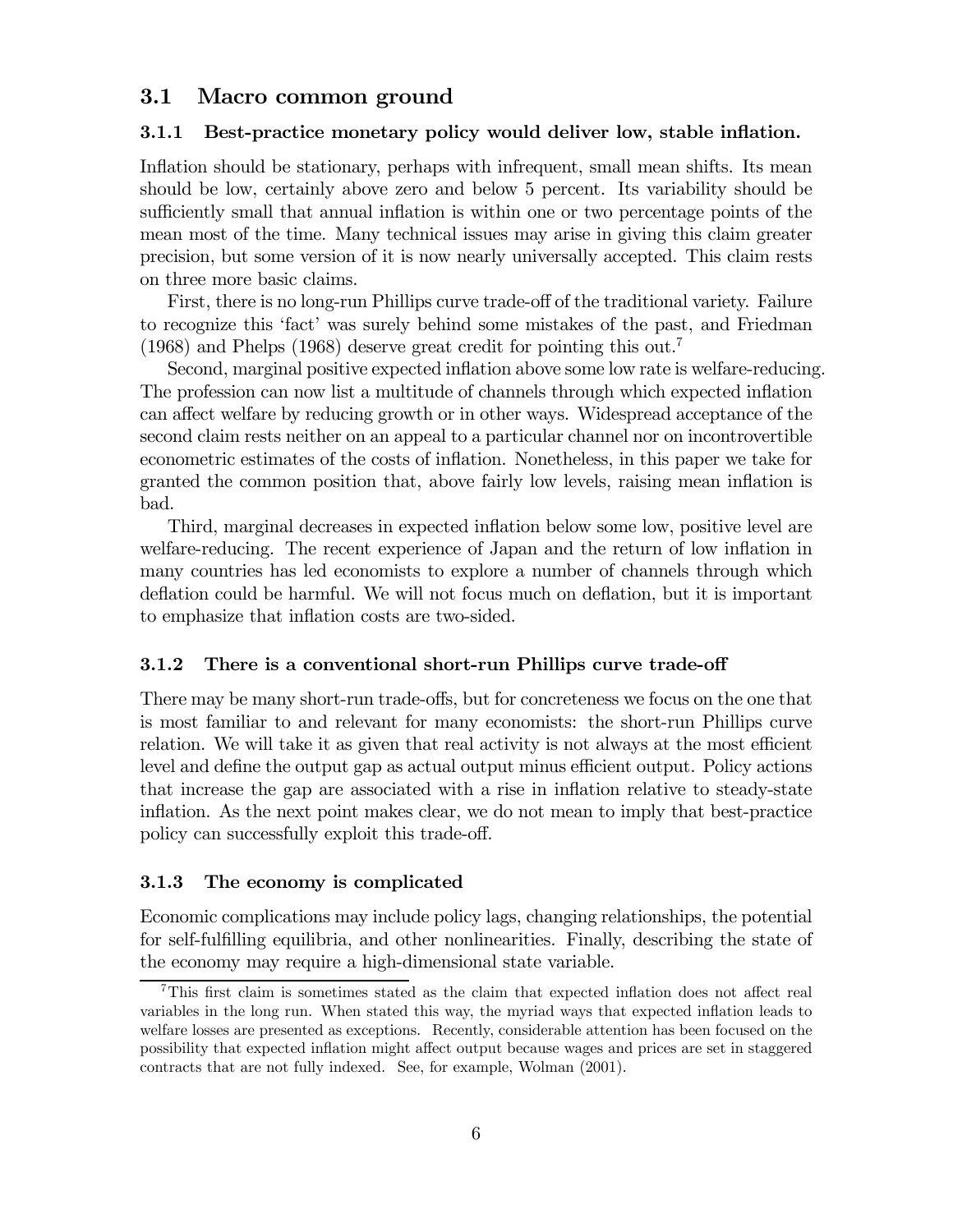## 3.1 Macro common ground

### 3.1.1 Best-practice monetary policy would deliver low, stable inflation.

Inflation should be stationary, perhaps with infrequent, small mean shifts. Its mean should be low, certainly above zero and below 5 percent. Its variability should be sufficiently small that annual inflation is within one or two percentage points of the mean most of the time. Many technical issues may arise in giving this claim greater precision, but some version of it is now nearly universally accepted. This claim rests on three more basic claims.

First, there is no long-run Phillips curve trade-off of the traditional variety. Failure to recognize this 'fact' was surely behind some mistakes of the past, and Friedman (1968) and Phelps (1968) deserve great credit for pointing this out.[7]

Second, marginal positive expected inflation above some low rate is welfare-reducing. The profession can now list a multitude of channels through which expected inflation can affect welfare by reducing growth or in other ways. Widespread acceptance of the second claim rests neither on an appeal to a particular channel nor on incontrovertible econometric estimates of the costs of inflation. Nonetheless, in this paper we take for granted the common position that, above fairly low levels, raising mean inflation is bad.

Third, marginal decreases in expected inflation below some low, positive level are welfare-reducing. The recent experience of Japan and the return of low inflation in many countries has led economists to explore a number of channels through which deflation could be harmful. We will not focus much on deflation, but it is important to emphasize that inflation costs are two-sided.

### 3.1.2 There is a conventional short-run Phillips curve trade-off

There may be many short-run trade-offs, but for concreteness we focus on the one that is most familiar to and relevant for many economists: the short-run Phillips curve relation. We will take it as given that real activity is not always at the most efficient level and define the output gap as actual output minus efficient output. Policy actions that increase the gap are associated with a rise in inflation relative to steady-state inflation. As the next point makes clear, we do not mean to imply that best-practice policy can successfully exploit this trade-off.

### 3.1.3 The economy is complicated

Economic complications may include policy lags, changing relationships, the potential for self-fulfilling equilibria, and other nonlinearities. Finally, describing the state of the economy may require a high-dimensional state variable.

[7] This first claim is sometimes stated as the claim that expected inflation does not affect real variables in the long run. When stated this way, the myriad ways that expected inflation leads to welfare losses are presented as exceptions. Recently, considerable attention has been focused on the possibility that expected inflation might affect output because wages and prices are set in staggered contracts that are not fully indexed. See, for example, Wolman (2001).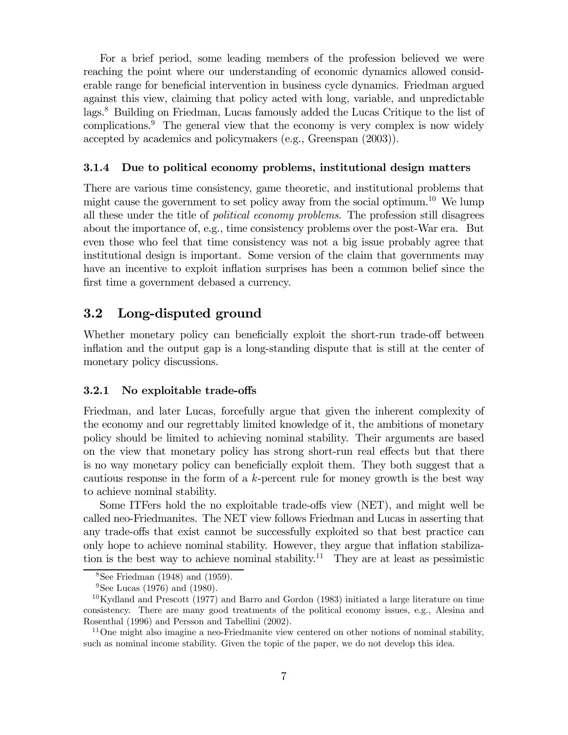For a brief period, some leading members of the profession believed we were reaching the point where our understanding of economic dynamics allowed considerable range for beneficial intervention in business cycle dynamics. Friedman argued against this view, claiming that policy acted with long, variable, and unpredictable lags.[8] Building on Friedman, Lucas famously added the Lucas Critique to the list of complications.[9] The general view that the economy is very complex is now widely accepted by academics and policymakers (e.g., Greenspan (2003)).

#### 3.1.4 Due to political economy problems, institutional design matters

There are various time consistency, game theoretic, and institutional problems that might cause the government to set policy away from the social optimum.[10] We lump all these under the title of *political economy problems*. The profession still disagrees about the importance of, e.g., time consistency problems over the post-War era. But even those who feel that time consistency was not a big issue probably agree that institutional design is important. Some version of the claim that governments may have an incentive to exploit inflation surprises has been a common belief since the first time a government debased a currency.

### 3.2 Long-disputed ground

Whether monetary policy can beneficially exploit the short-run trade-off between inflation and the output gap is a long-standing dispute that is still at the center of monetary policy discussions.

#### 3.2.1 No exploitable trade-offs

Friedman, and later Lucas, forcefully argue that given the inherent complexity of the economy and our regrettably limited knowledge of it, the ambitions of monetary policy should be limited to achieving nominal stability. Their arguments are based on the view that monetary policy has strong short-run real effects but that there is no way monetary policy can beneficially exploit them. They both suggest that a cautious response in the form of a $k$-percent rule for money growth is the best way to achieve nominal stability.

Some ITFers hold the no exploitable trade-offs view (NET), and might well be called neo-Friedmanites. The NET view follows Friedman and Lucas in asserting that any trade-offs that exist cannot be successfully exploited so that best practice can only hope to achieve nominal stability. However, they argue that inflation stabilization is the best way to achieve nominal stability.[11] They are at least as pessimistic

[8] See Friedman (1948) and (1959).

[9] See Lucas (1976) and (1980).

[10] Kydland and Prescott (1977) and Barro and Gordon (1983) initiated a large literature on time consistency. There are many good treatments of the political economy issues, e.g., Alesina and Rosenthal (1996) and Persson and Tabellini (2002).

[11] One might also imagine a neo-Friedmanite view centered on other notions of nominal stability, such as nominal income stability. Given the topic of the paper, we do not develop this idea.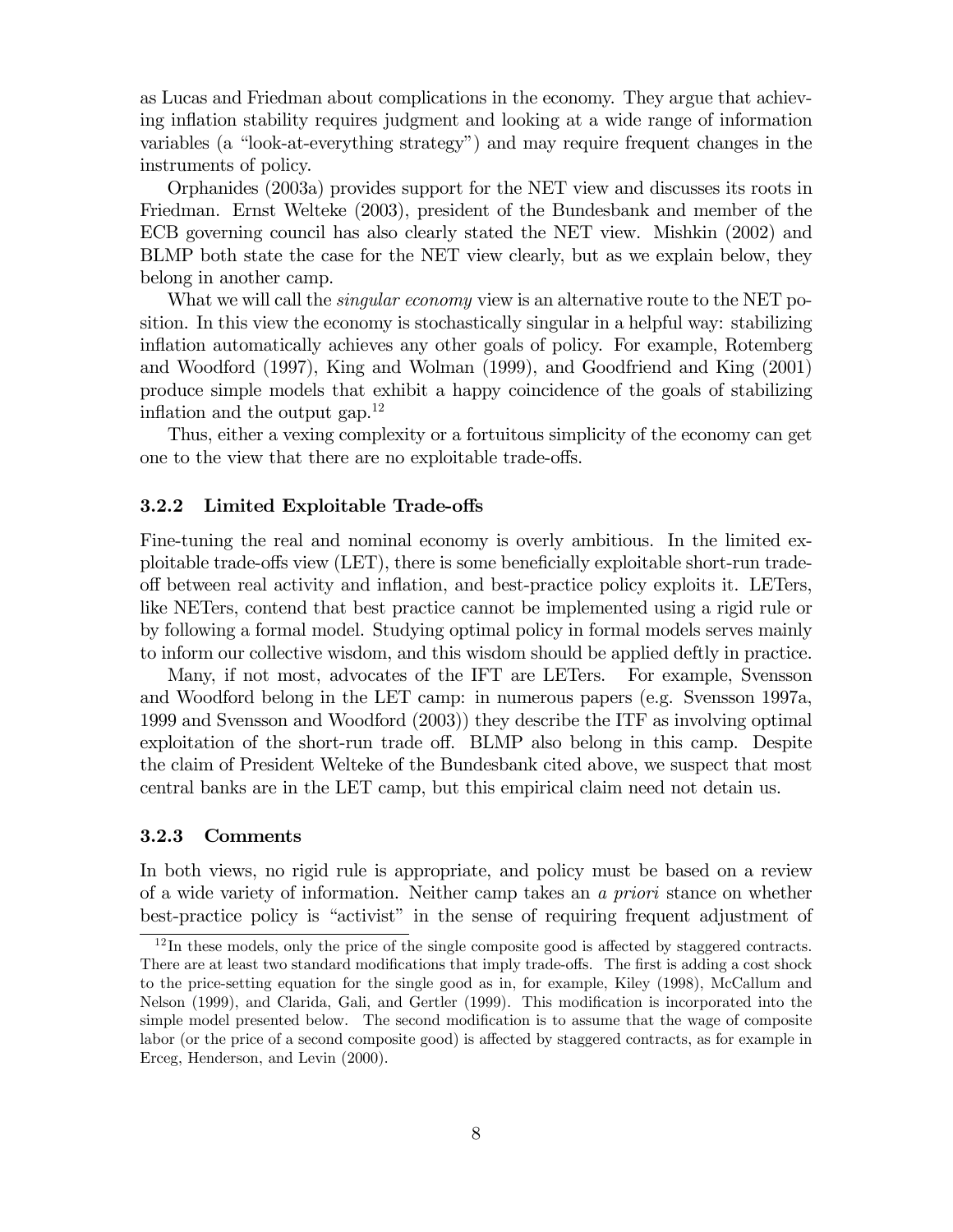as Lucas and Friedman about complications in the economy. They argue that achieving inflation stability requires judgment and looking at a wide range of information variables (a "look-at-everything strategy") and may require frequent changes in the instruments of policy.

Orphanides (2003a) provides support for the NET view and discusses its roots in Friedman. Ernst Welteke (2003), president of the Bundesbank and member of the ECB governing council has also clearly stated the NET view. Mishkin (2002) and BLMP both state the case for the NET view clearly, but as we explain below, they belong in another camp.

What we will call the *singular economy* view is an alternative route to the NET position. In this view the economy is stochastically singular in a helpful way: stabilizing inflation automatically achieves any other goals of policy. For example, Rotemberg and Woodford (1997), King and Wolman (1999), and Goodfriend and King (2001) produce simple models that exhibit a happy coincidence of the goals of stabilizing inflation and the output gap.[12]

Thus, either a vexing complexity or a fortuitous simplicity of the economy can get one to the view that there are no exploitable trade-offs.

### 3.2.2 Limited Exploitable Trade-offs

Fine-tuning the real and nominal economy is overly ambitious. In the limited exploitable trade-offs view (LET), there is some beneficially exploitable short-run trade-off between real activity and inflation, and best-practice policy exploits it. LETers, like NETers, contend that best practice cannot be implemented using a rigid rule or by following a formal model. Studying optimal policy in formal models serves mainly to inform our collective wisdom, and this wisdom should be applied deftly in practice.

Many, if not most, advocates of the IFT are LETers. For example, Svensson and Woodford belong in the LET camp: in numerous papers (e.g. Svensson 1997a, 1999 and Svensson and Woodford (2003)) they describe the ITF as involving optimal exploitation of the short-run trade off. BLMP also belong in this camp. Despite the claim of President Welteke of the Bundesbank cited above, we suspect that most central banks are in the LET camp, but this empirical claim need not detain us.

### 3.2.3 Comments

In both views, no rigid rule is appropriate, and policy must be based on a review of a wide variety of information. Neither camp takes an *a priori* stance on whether best-practice policy is "activist" in the sense of requiring frequent adjustment of

[12] In these models, only the price of the single composite good is affected by staggered contracts. There are at least two standard modifications that imply trade-offs. The first is adding a cost shock to the price-setting equation for the single good as in, for example, Kiley (1998), McCallum and Nelson (1999), and Clarida, Gali, and Gertler (1999). This modification is incorporated into the simple model presented below. The second modification is to assume that the wage of composite labor (or the price of a second composite good) is affected by staggered contracts, as for example in Erceg, Henderson, and Levin (2000).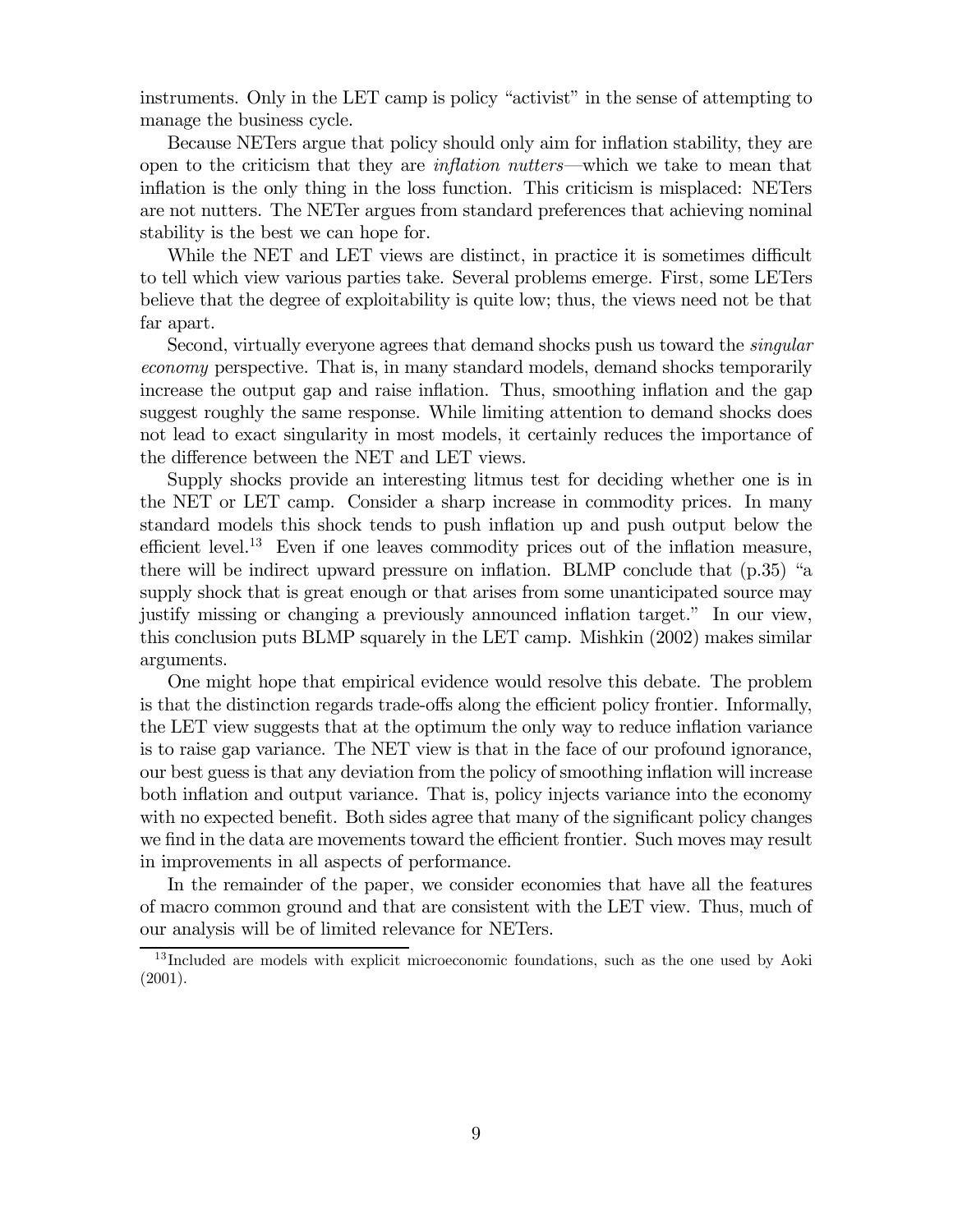instruments. Only in the LET camp is policy "activist" in the sense of attempting to manage the business cycle.

Because NETers argue that policy should only aim for inflation stability, they are open to the criticism that they are *inflation nutters*—which we take to mean that inflation is the only thing in the loss function. This criticism is misplaced: NETers are not nutters. The NETer argues from standard preferences that achieving nominal stability is the best we can hope for.

While the NET and LET views are distinct, in practice it is sometimes difficult to tell which view various parties take. Several problems emerge. First, some LETers believe that the degree of exploitability is quite low; thus, the views need not be that far apart.

Second, virtually everyone agrees that demand shocks push us toward the *singular economy* perspective. That is, in many standard models, demand shocks temporarily increase the output gap and raise inflation. Thus, smoothing inflation and the gap suggest roughly the same response. While limiting attention to demand shocks does not lead to exact singularity in most models, it certainly reduces the importance of the difference between the NET and LET views.

Supply shocks provide an interesting litmus test for deciding whether one is in the NET or LET camp. Consider a sharp increase in commodity prices. In many standard models this shock tends to push inflation up and push output below the efficient level.[13] Even if one leaves commodity prices out of the inflation measure, there will be indirect upward pressure on inflation. BLMP conclude that (p.35) "a supply shock that is great enough or that arises from some unanticipated source may justify missing or changing a previously announced inflation target." In our view, this conclusion puts BLMP squarely in the LET camp. Mishkin (2002) makes similar arguments.

One might hope that empirical evidence would resolve this debate. The problem is that the distinction regards trade-offs along the efficient policy frontier. Informally, the LET view suggests that at the optimum the only way to reduce inflation variance is to raise gap variance. The NET view is that in the face of our profound ignorance, our best guess is that any deviation from the policy of smoothing inflation will increase both inflation and output variance. That is, policy injects variance into the economy with no expected benefit. Both sides agree that many of the significant policy changes we find in the data are movements toward the efficient frontier. Such moves may result in improvements in all aspects of performance.

In the remainder of the paper, we consider economies that have all the features of macro common ground and that are consistent with the LET view. Thus, much of our analysis will be of limited relevance for NETers.

[13] Included are models with explicit microeconomic foundations, such as the one used by Aoki (2001).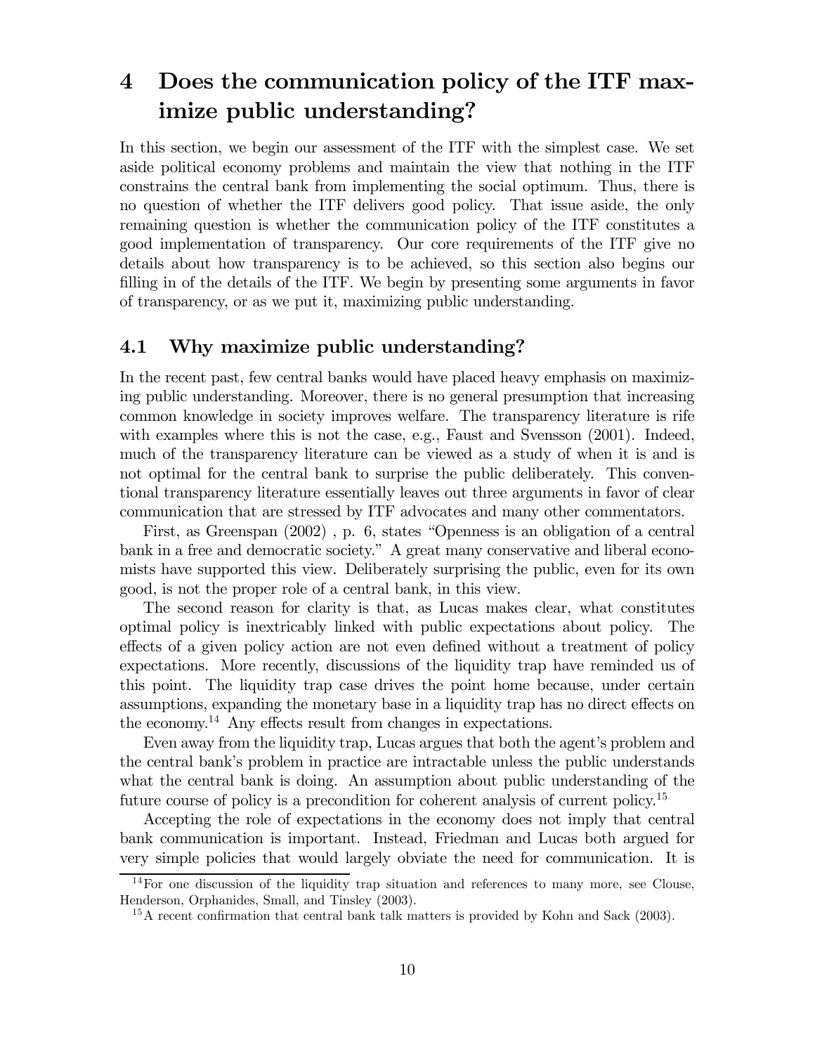# 4 Does the communication policy of the ITF maximize public understanding?

In this section, we begin our assessment of the ITF with the simplest case. We set aside political economy problems and maintain the view that nothing in the ITF constrains the central bank from implementing the social optimum. Thus, there is no question of whether the ITF delivers good policy. That issue aside, the only remaining question is whether the communication policy of the ITF constitutes a good implementation of transparency. Our core requirements of the ITF give no details about how transparency is to be achieved, so this section also begins our filling in of the details of the ITF. We begin by presenting some arguments in favor of transparency, or as we put it, maximizing public understanding.

## 4.1 Why maximize public understanding?

In the recent past, few central banks would have placed heavy emphasis on maximizing public understanding. Moreover, there is no general presumption that increasing common knowledge in society improves welfare. The transparency literature is rife with examples where this is not the case, e.g., Faust and Svensson (2001). Indeed, much of the transparency literature can be viewed as a study of when it is and is not optimal for the central bank to surprise the public deliberately. This conventional transparency literature essentially leaves out three arguments in favor of clear communication that are stressed by ITF advocates and many other commentators.

First, as Greenspan (2002) , p. 6, states "Openness is an obligation of a central bank in a free and democratic society." A great many conservative and liberal economists have supported this view. Deliberately surprising the public, even for its own good, is not the proper role of a central bank, in this view.

The second reason for clarity is that, as Lucas makes clear, what constitutes optimal policy is inextricably linked with public expectations about policy. The effects of a given policy action are not even defined without a treatment of policy expectations. More recently, discussions of the liquidity trap have reminded us of this point. The liquidity trap case drives the point home because, under certain assumptions, expanding the monetary base in a liquidity trap has no direct effects on the economy.[14] Any effects result from changes in expectations.

Even away from the liquidity trap, Lucas argues that both the agent's problem and the central bank's problem in practice are intractable unless the public understands what the central bank is doing. An assumption about public understanding of the future course of policy is a precondition for coherent analysis of current policy.[15]

Accepting the role of expectations in the economy does not imply that central bank communication is important. Instead, Friedman and Lucas both argued for very simple policies that would largely obviate the need for communication. It is

[14] For one discussion of the liquidity trap situation and references to many more, see Clouse, Henderson, Orphanides, Small, and Tinsley (2003).

[15] A recent confirmation that central bank talk matters is provided by Kohn and Sack (2003).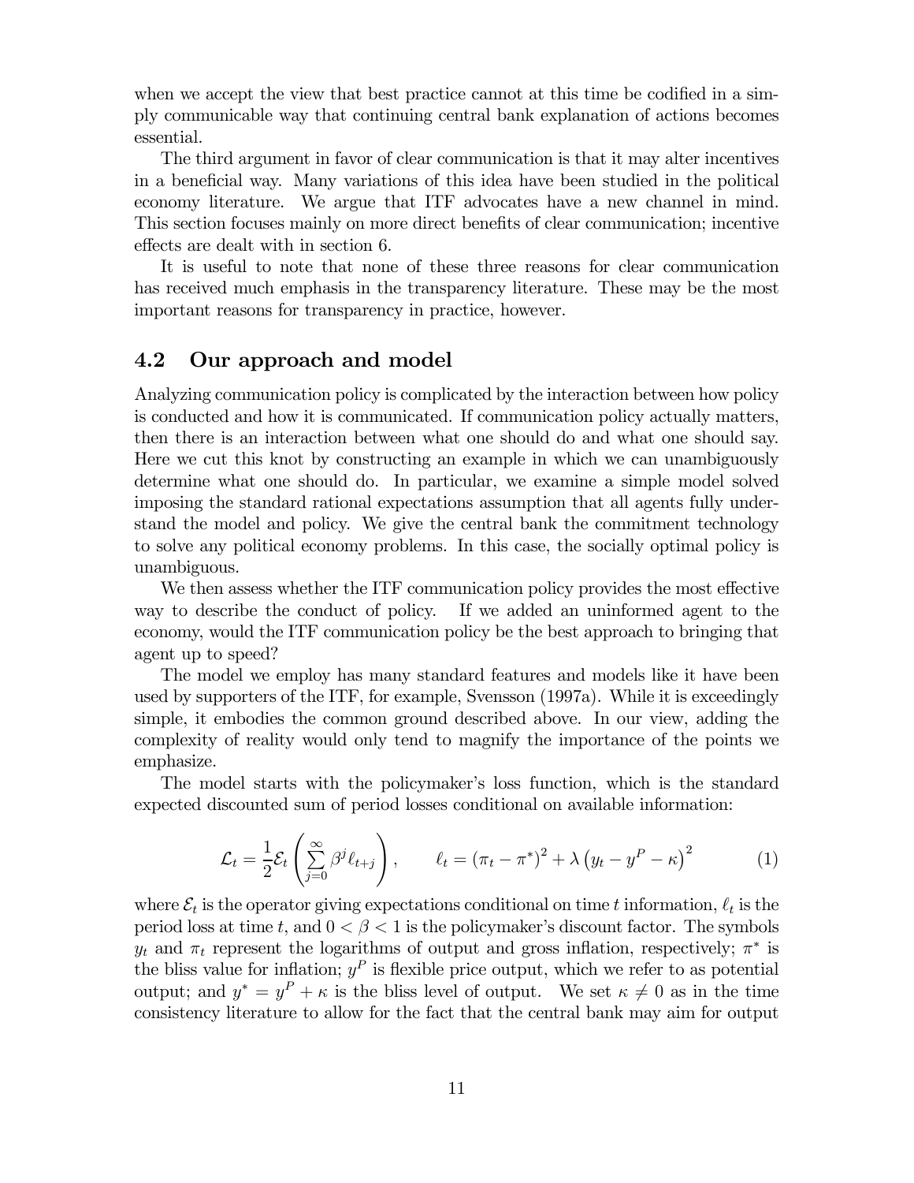when we accept the view that best practice cannot at this time be codified in a simply communicable way that continuing central bank explanation of actions becomes essential.

The third argument in favor of clear communication is that it may alter incentives in a beneficial way. Many variations of this idea have been studied in the political economy literature. We argue that ITF advocates have a new channel in mind. This section focuses mainly on more direct benefits of clear communication; incentive effects are dealt with in section 6.

It is useful to note that none of these three reasons for clear communication has received much emphasis in the transparency literature. These may be the most important reasons for transparency in practice, however.

## 4.2 Our approach and model

Analyzing communication policy is complicated by the interaction between how policy is conducted and how it is communicated. If communication policy actually matters, then there is an interaction between what one should do and what one should say. Here we cut this knot by constructing an example in which we can unambiguously determine what one should do. In particular, we examine a simple model solved imposing the standard rational expectations assumption that all agents fully understand the model and policy. We give the central bank the commitment technology to solve any political economy problems. In this case, the socially optimal policy is unambiguous.

We then assess whether the ITF communication policy provides the most effective way to describe the conduct of policy. If we added an uninformed agent to the economy, would the ITF communication policy be the best approach to bringing that agent up to speed?

The model we employ has many standard features and models like it have been used by supporters of the ITF, for example, Svensson (1997a). While it is exceedingly simple, it embodies the common ground described above. In our view, adding the complexity of reality would only tend to magnify the importance of the points we emphasize.

The model starts with the policymaker's loss function, which is the standard expected discounted sum of period losses conditional on available information:

$$\mathcal{L}_t = \frac{1}{2}\mathcal{E}_t\left(\sum_{j=0}^{\infty}\beta^j \ell_{t+j}\right), \qquad \ell_t = (\pi_t - \pi^*)^2 + \lambda\left(y_t - y^P - \kappa\right)^2 \tag{1}$$

where $\mathcal{E}_t$ is the operator giving expectations conditional on time $t$ information, $\ell_t$ is the period loss at time $t$, and $0 < \beta < 1$ is the policymaker's discount factor. The symbols $y_t$ and $\pi_t$ represent the logarithms of output and gross inflation, respectively; $\pi^*$ is the bliss value for inflation; $y^P$ is flexible price output, which we refer to as potential output; and $y^* = y^P + \kappa$ is the bliss level of output. We set $\kappa \neq 0$ as in the time consistency literature to allow for the fact that the central bank may aim for output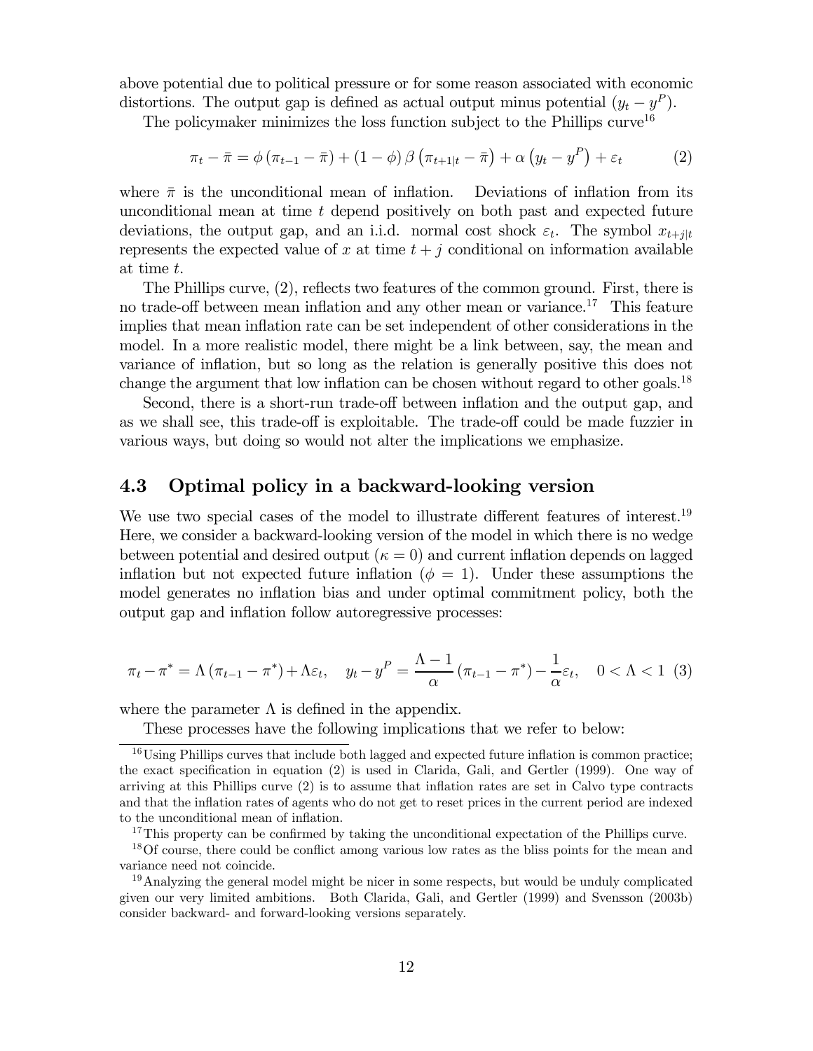above potential due to political pressure or for some reason associated with economic distortions. The output gap is defined as actual output minus potential ($y_t - y^P$).

The policymaker minimizes the loss function subject to the Phillips curve[16]

$$\pi_t - \bar{\pi} = \phi \left(\pi_{t-1} - \bar{\pi}\right) + (1 - \phi) \beta \left(\pi_{t+1|t} - \bar{\pi}\right) + \alpha \left(y_t - y^P\right) + \varepsilon_t \tag{2}$$

where $\bar{\pi}$ is the unconditional mean of inflation. Deviations of inflation from its unconditional mean at time $t$ depend positively on both past and expected future deviations, the output gap, and an i.i.d. normal cost shock $\varepsilon_t$. The symbol $x_{t+j|t}$ represents the expected value of $x$ at time $t + j$ conditional on information available at time $t$.

The Phillips curve, (2), reflects two features of the common ground. First, there is no trade-off between mean inflation and any other mean or variance.[17] This feature implies that mean inflation rate can be set independent of other considerations in the model. In a more realistic model, there might be a link between, say, the mean and variance of inflation, but so long as the relation is generally positive this does not change the argument that low inflation can be chosen without regard to other goals.[18]

Second, there is a short-run trade-off between inflation and the output gap, and as we shall see, this trade-off is exploitable. The trade-off could be made fuzzier in various ways, but doing so would not alter the implications we emphasize.

## 4.3 Optimal policy in a backward-looking version

We use two special cases of the model to illustrate different features of interest.[19] Here, we consider a backward-looking version of the model in which there is no wedge between potential and desired output ($\kappa = 0$) and current inflation depends on lagged inflation but not expected future inflation ($\phi = 1$). Under these assumptions the model generates no inflation bias and under optimal commitment policy, both the output gap and inflation follow autoregressive processes:

$$\pi_t - \pi^* = \Lambda \left(\pi_{t-1} - \pi^*\right) + \Lambda \varepsilon_t, \quad y_t - y^P = \frac{\Lambda - 1}{\alpha} \left(\pi_{t-1} - \pi^*\right) - \frac{1}{\alpha} \varepsilon_t, \quad 0 < \Lambda < 1 \tag{3}$$

where the parameter $\Lambda$ is defined in the appendix.

These processes have the following implications that we refer to below:

---

[16] Using Phillips curves that include both lagged and expected future inflation is common practice; the exact specification in equation (2) is used in Clarida, Gali, and Gertler (1999). One way of arriving at this Phillips curve (2) is to assume that inflation rates are set in Calvo type contracts and that the inflation rates of agents who do not get to reset prices in the current period are indexed to the unconditional mean of inflation.

[17] This property can be confirmed by taking the unconditional expectation of the Phillips curve.

[18] Of course, there could be conflict among various low rates as the bliss points for the mean and variance need not coincide.

[19] Analyzing the general model might be nicer in some respects, but would be unduly complicated given our very limited ambitions. Both Clarida, Gali, and Gertler (1999) and Svensson (2003b) consider backward- and forward-looking versions separately.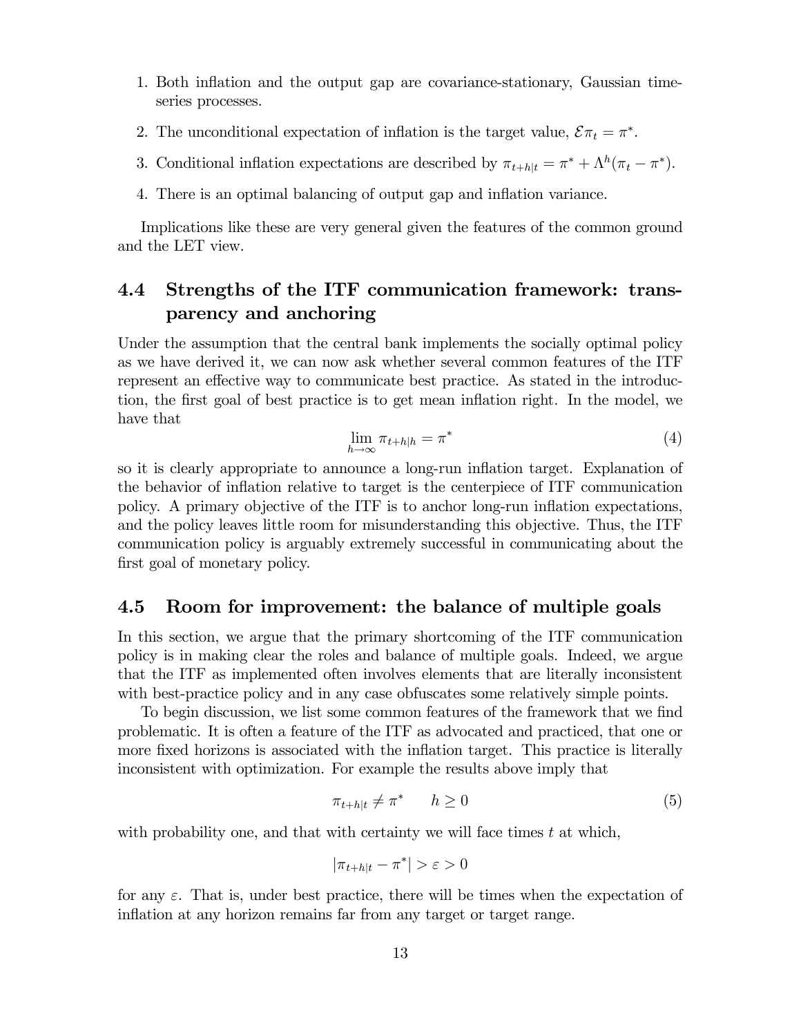1. Both inflation and the output gap are covariance-stationary, Gaussian time-series processes.
2. The unconditional expectation of inflation is the target value, $\mathcal{E}\pi_t = \pi^*$.
3. Conditional inflation expectations are described by $\pi_{t+h|t} = \pi^* + \Lambda^h(\pi_t - \pi^*)$.
4. There is an optimal balancing of output gap and inflation variance.

Implications like these are very general given the features of the common ground and the LET view.

## 4.4 Strengths of the ITF communication framework: transparency and anchoring

Under the assumption that the central bank implements the socially optimal policy as we have derived it, we can now ask whether several common features of the ITF represent an effective way to communicate best practice. As stated in the introduction, the first goal of best practice is to get mean inflation right. In the model, we have that

$$\lim_{h\to\infty} \pi_{t+h|h} = \pi^* \tag{4}$$

so it is clearly appropriate to announce a long-run inflation target. Explanation of the behavior of inflation relative to target is the centerpiece of ITF communication policy. A primary objective of the ITF is to anchor long-run inflation expectations, and the policy leaves little room for misunderstanding this objective. Thus, the ITF communication policy is arguably extremely successful in communicating about the first goal of monetary policy.

## 4.5 Room for improvement: the balance of multiple goals

In this section, we argue that the primary shortcoming of the ITF communication policy is in making clear the roles and balance of multiple goals. Indeed, we argue that the ITF as implemented often involves elements that are literally inconsistent with best-practice policy and in any case obfuscates some relatively simple points.

To begin discussion, we list some common features of the framework that we find problematic. It is often a feature of the ITF as advocated and practiced, that one or more fixed horizons is associated with the inflation target. This practice is literally inconsistent with optimization. For example the results above imply that

$$\pi_{t+h|t} \neq \pi^* \qquad h \geq 0 \tag{5}$$

with probability one, and that with certainty we will face times $t$ at which,

$$|\pi_{t+h|t} - \pi^*| > \varepsilon > 0$$

for any $\varepsilon$. That is, under best practice, there will be times when the expectation of inflation at any horizon remains far from any target or target range.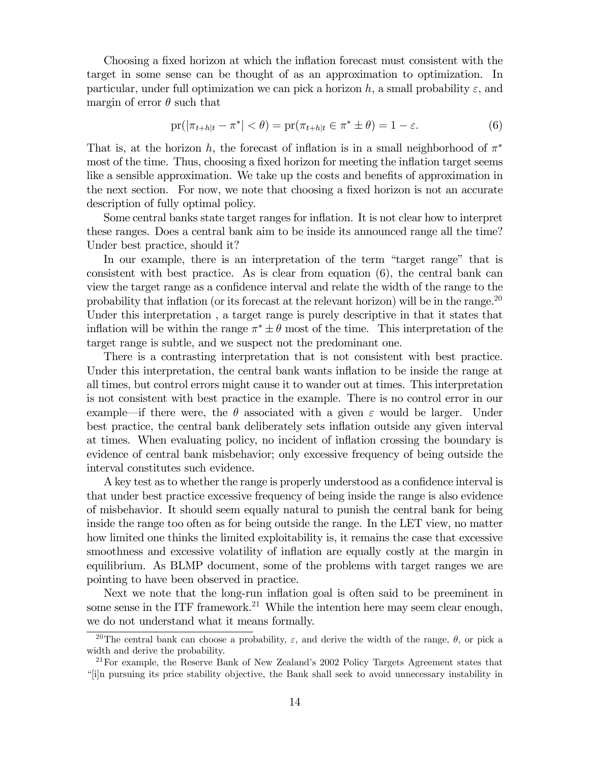Choosing a fixed horizon at which the inflation forecast must consistent with the target in some sense can be thought of as an approximation to optimization. In particular, under full optimization we can pick a horizon $h$, a small probability $\varepsilon$, and margin of error $\theta$ such that

$$\text{pr}(|\pi_{t+h|t} - \pi^*| < \theta) = \text{pr}(\pi_{t+h|t} \in \pi^* \pm \theta) = 1 - \varepsilon. \tag{6}$$

That is, at the horizon $h$, the forecast of inflation is in a small neighborhood of $\pi^*$ most of the time. Thus, choosing a fixed horizon for meeting the inflation target seems like a sensible approximation. We take up the costs and benefits of approximation in the next section. For now, we note that choosing a fixed horizon is not an accurate description of fully optimal policy.

Some central banks state target ranges for inflation. It is not clear how to interpret these ranges. Does a central bank aim to be inside its announced range all the time? Under best practice, should it?

In our example, there is an interpretation of the term "target range" that is consistent with best practice. As is clear from equation (6), the central bank can view the target range as a confidence interval and relate the width of the range to the probability that inflation (or its forecast at the relevant horizon) will be in the range.[20] Under this interpretation , a target range is purely descriptive in that it states that inflation will be within the range $\pi^* \pm \theta$ most of the time. This interpretation of the target range is subtle, and we suspect not the predominant one.

There is a contrasting interpretation that is not consistent with best practice. Under this interpretation, the central bank wants inflation to be inside the range at all times, but control errors might cause it to wander out at times. This interpretation is not consistent with best practice in the example. There is no control error in our example—if there were, the $\theta$ associated with a given $\varepsilon$ would be larger. Under best practice, the central bank deliberately sets inflation outside any given interval at times. When evaluating policy, no incident of inflation crossing the boundary is evidence of central bank misbehavior; only excessive frequency of being outside the interval constitutes such evidence.

A key test as to whether the range is properly understood as a confidence interval is that under best practice excessive frequency of being inside the range is also evidence of misbehavior. It should seem equally natural to punish the central bank for being inside the range too often as for being outside the range. In the LET view, no matter how limited one thinks the limited exploitability is, it remains the case that excessive smoothness and excessive volatility of inflation are equally costly at the margin in equilibrium. As BLMP document, some of the problems with target ranges we are pointing to have been observed in practice.

Next we note that the long-run inflation goal is often said to be preeminent in some sense in the ITF framework.[21] While the intention here may seem clear enough, we do not understand what it means formally.

---

[20] The central bank can choose a probability, $\varepsilon$, and derive the width of the range, $\theta$, or pick a width and derive the probability.

[21] For example, the Reserve Bank of New Zealand's 2002 Policy Targets Agreement states that "[i]n pursuing its price stability objective, the Bank shall seek to avoid unnecessary instability in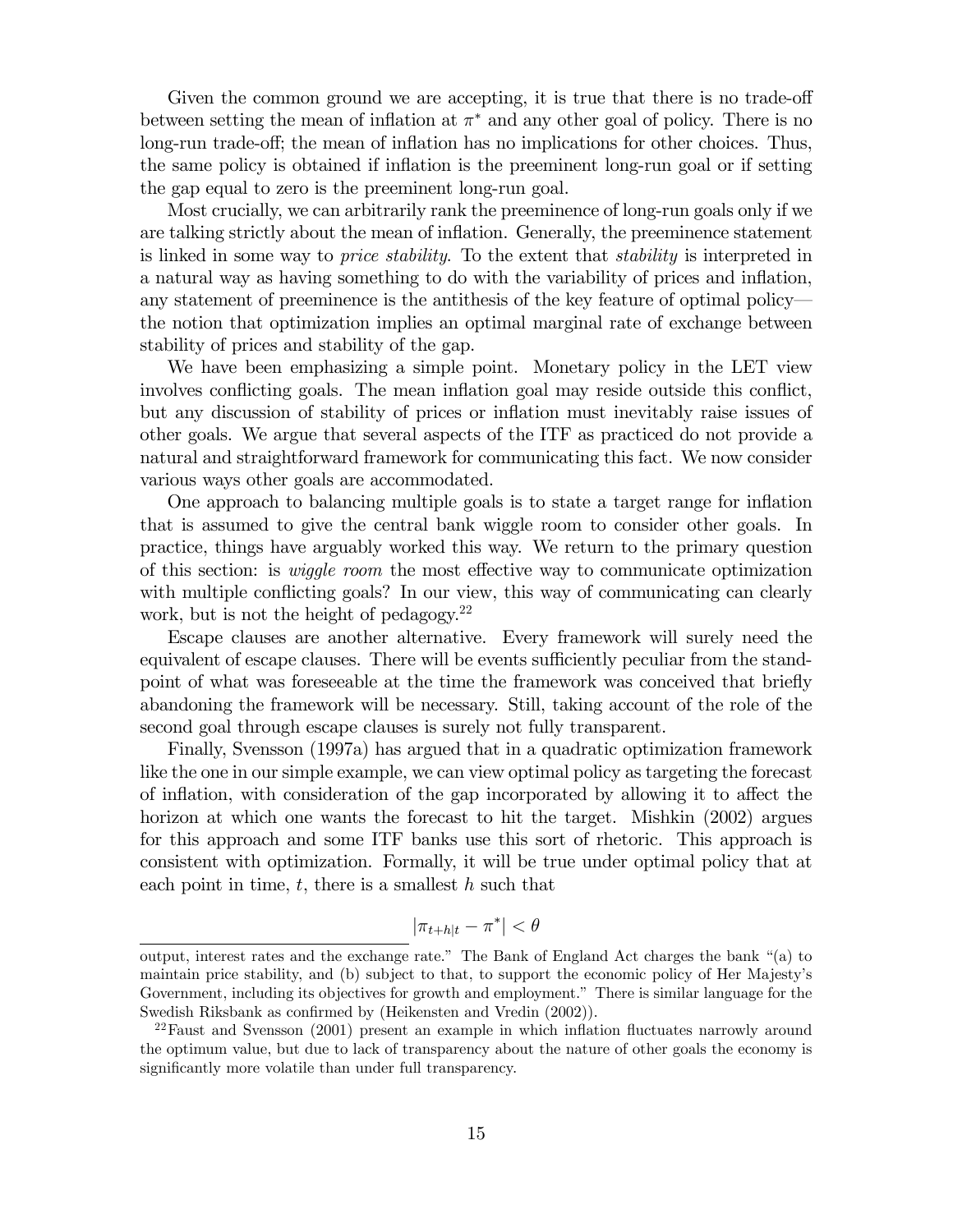Given the common ground we are accepting, it is true that there is no trade-off between setting the mean of inflation at $\pi^*$ and any other goal of policy. There is no long-run trade-off; the mean of inflation has no implications for other choices. Thus, the same policy is obtained if inflation is the preeminent long-run goal or if setting the gap equal to zero is the preeminent long-run goal.

Most crucially, we can arbitrarily rank the preeminence of long-run goals only if we are talking strictly about the mean of inflation. Generally, the preeminence statement is linked in some way to *price stability*. To the extent that *stability* is interpreted in a natural way as having something to do with the variability of prices and inflation, any statement of preeminence is the antithesis of the key feature of optimal policy—the notion that optimization implies an optimal marginal rate of exchange between stability of prices and stability of the gap.

We have been emphasizing a simple point. Monetary policy in the LET view involves conflicting goals. The mean inflation goal may reside outside this conflict, but any discussion of stability of prices or inflation must inevitably raise issues of other goals. We argue that several aspects of the ITF as practiced do not provide a natural and straightforward framework for communicating this fact. We now consider various ways other goals are accommodated.

One approach to balancing multiple goals is to state a target range for inflation that is assumed to give the central bank wiggle room to consider other goals. In practice, things have arguably worked this way. We return to the primary question of this section: is *wiggle room* the most effective way to communicate optimization with multiple conflicting goals? In our view, this way of communicating can clearly work, but is not the height of pedagogy.[22]

Escape clauses are another alternative. Every framework will surely need the equivalent of escape clauses. There will be events sufficiently peculiar from the standpoint of what was foreseeable at the time the framework was conceived that briefly abandoning the framework will be necessary. Still, taking account of the role of the second goal through escape clauses is surely not fully transparent.

Finally, Svensson (1997a) has argued that in a quadratic optimization framework like the one in our simple example, we can view optimal policy as targeting the forecast of inflation, with consideration of the gap incorporated by allowing it to affect the horizon at which one wants the forecast to hit the target. Mishkin (2002) argues for this approach and some ITF banks use this sort of rhetoric. This approach is consistent with optimization. Formally, it will be true under optimal policy that at each point in time, $t$, there is a smallest $h$ such that

$$|\pi_{t+h|t} - \pi^*| < \theta$$

---

output, interest rates and the exchange rate." The Bank of England Act charges the bank "(a) to maintain price stability, and (b) subject to that, to support the economic policy of Her Majesty's Government, including its objectives for growth and employment." There is similar language for the Swedish Riksbank as confirmed by (Heikensten and Vredin (2002)).

[22] Faust and Svensson (2001) present an example in which inflation fluctuates narrowly around the optimum value, but due to lack of transparency about the nature of other goals the economy is significantly more volatile than under full transparency.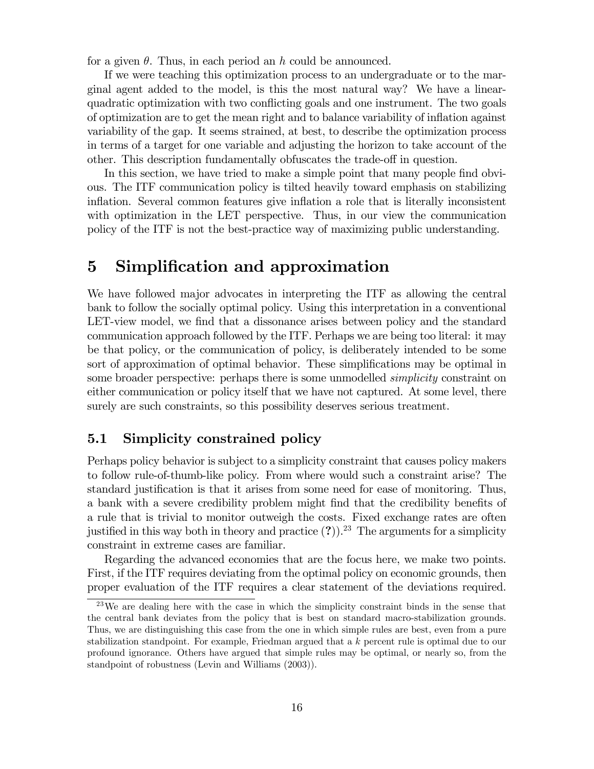for a given $\theta$. Thus, in each period an $h$ could be announced.

If we were teaching this optimization process to an undergraduate or to the marginal agent added to the model, is this the most natural way? We have a linear-quadratic optimization with two conflicting goals and one instrument. The two goals of optimization are to get the mean right and to balance variability of inflation against variability of the gap. It seems strained, at best, to describe the optimization process in terms of a target for one variable and adjusting the horizon to take account of the other. This description fundamentally obfuscates the trade-off in question.

In this section, we have tried to make a simple point that many people find obvious. The ITF communication policy is tilted heavily toward emphasis on stabilizing inflation. Several common features give inflation a role that is literally inconsistent with optimization in the LET perspective. Thus, in our view the communication policy of the ITF is not the best-practice way of maximizing public understanding.

# 5 Simplification and approximation

We have followed major advocates in interpreting the ITF as allowing the central bank to follow the socially optimal policy. Using this interpretation in a conventional LET-view model, we find that a dissonance arises between policy and the standard communication approach followed by the ITF. Perhaps we are being too literal: it may be that policy, or the communication of policy, is deliberately intended to be some sort of approximation of optimal behavior. These simplifications may be optimal in some broader perspective: perhaps there is some unmodelled *simplicity* constraint on either communication or policy itself that we have not captured. At some level, there surely are such constraints, so this possibility deserves serious treatment.

## 5.1 Simplicity constrained policy

Perhaps policy behavior is subject to a simplicity constraint that causes policy makers to follow rule-of-thumb-like policy. From where would such a constraint arise? The standard justification is that it arises from some need for ease of monitoring. Thus, a bank with a severe credibility problem might find that the credibility benefits of a rule that is trivial to monitor outweigh the costs. Fixed exchange rates are often justified in this way both in theory and practice (**?**)).[23] The arguments for a simplicity constraint in extreme cases are familiar.

Regarding the advanced economies that are the focus here, we make two points. First, if the ITF requires deviating from the optimal policy on economic grounds, then proper evaluation of the ITF requires a clear statement of the deviations required.

[23] We are dealing here with the case in which the simplicity constraint binds in the sense that the central bank deviates from the policy that is best on standard macro-stabilization grounds. Thus, we are distinguishing this case from the one in which simple rules are best, even from a pure stabilization standpoint. For example, Friedman argued that a $k$ percent rule is optimal due to our profound ignorance. Others have argued that simple rules may be optimal, or nearly so, from the standpoint of robustness (Levin and Williams (2003)).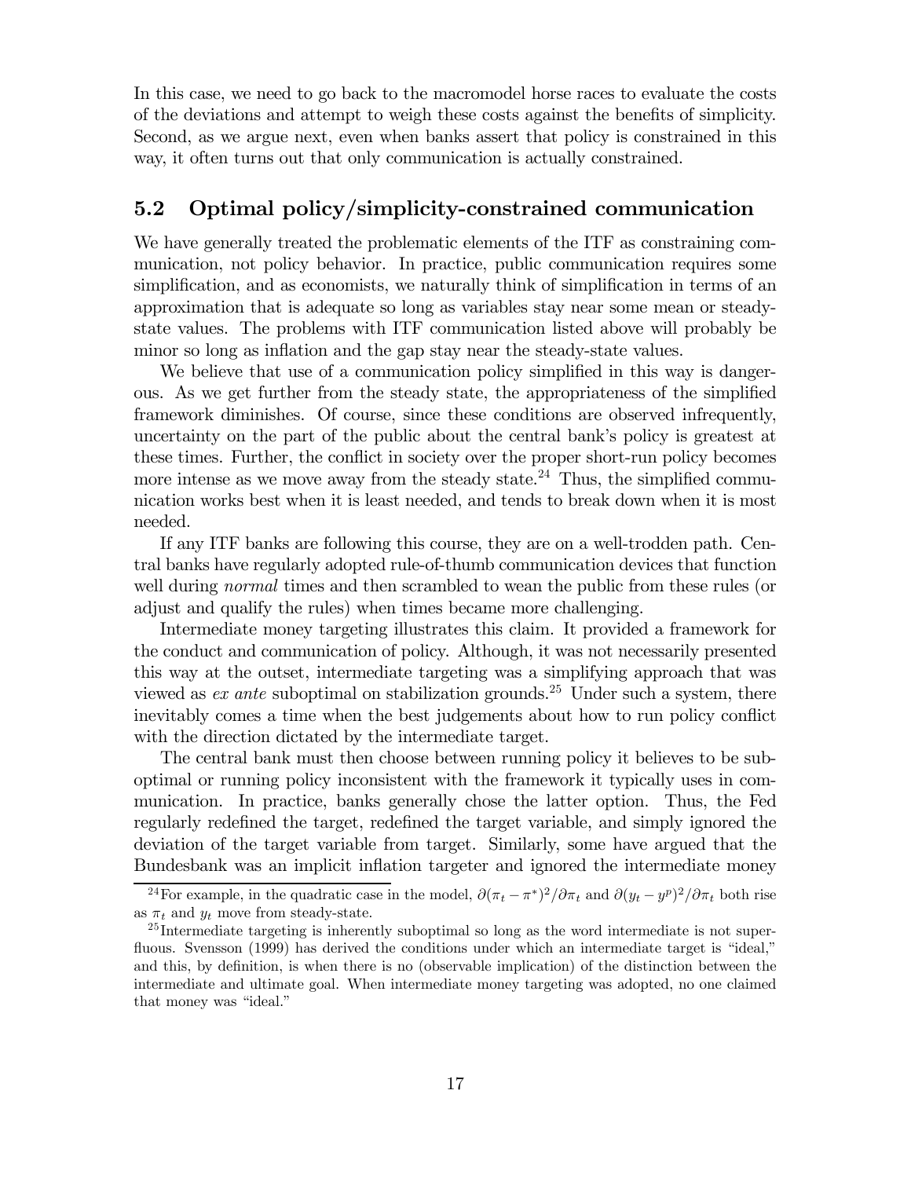In this case, we need to go back to the macromodel horse races to evaluate the costs of the deviations and attempt to weigh these costs against the benefits of simplicity. Second, as we argue next, even when banks assert that policy is constrained in this way, it often turns out that only communication is actually constrained.

## 5.2 Optimal policy/simplicity-constrained communication

We have generally treated the problematic elements of the ITF as constraining communication, not policy behavior. In practice, public communication requires some simplification, and as economists, we naturally think of simplification in terms of an approximation that is adequate so long as variables stay near some mean or steady-state values. The problems with ITF communication listed above will probably be minor so long as inflation and the gap stay near the steady-state values.

We believe that use of a communication policy simplified in this way is dangerous. As we get further from the steady state, the appropriateness of the simplified framework diminishes. Of course, since these conditions are observed infrequently, uncertainty on the part of the public about the central bank's policy is greatest at these times. Further, the conflict in society over the proper short-run policy becomes more intense as we move away from the steady state.[24] Thus, the simplified communication works best when it is least needed, and tends to break down when it is most needed.

If any ITF banks are following this course, they are on a well-trodden path. Central banks have regularly adopted rule-of-thumb communication devices that function well during *normal* times and then scrambled to wean the public from these rules (or adjust and qualify the rules) when times became more challenging.

Intermediate money targeting illustrates this claim. It provided a framework for the conduct and communication of policy. Although, it was not necessarily presented this way at the outset, intermediate targeting was a simplifying approach that was viewed as *ex ante* suboptimal on stabilization grounds.[25] Under such a system, there inevitably comes a time when the best judgements about how to run policy conflict with the direction dictated by the intermediate target.

The central bank must then choose between running policy it believes to be suboptimal or running policy inconsistent with the framework it typically uses in communication. In practice, banks generally chose the latter option. Thus, the Fed regularly redefined the target, redefined the target variable, and simply ignored the deviation of the target variable from target. Similarly, some have argued that the Bundesbank was an implicit inflation targeter and ignored the intermediate money

[24] For example, in the quadratic case in the model, $\partial(\pi_t - \pi^*)^2/\partial\pi_t$ and $\partial(y_t - y^p)^2/\partial\pi_t$ both rise as $\pi_t$ and $y_t$ move from steady-state.

[25] Intermediate targeting is inherently suboptimal so long as the word intermediate is not superfluous. Svensson (1999) has derived the conditions under which an intermediate target is "ideal," and this, by definition, is when there is no (observable implication) of the distinction between the intermediate and ultimate goal. When intermediate money targeting was adopted, no one claimed that money was "ideal."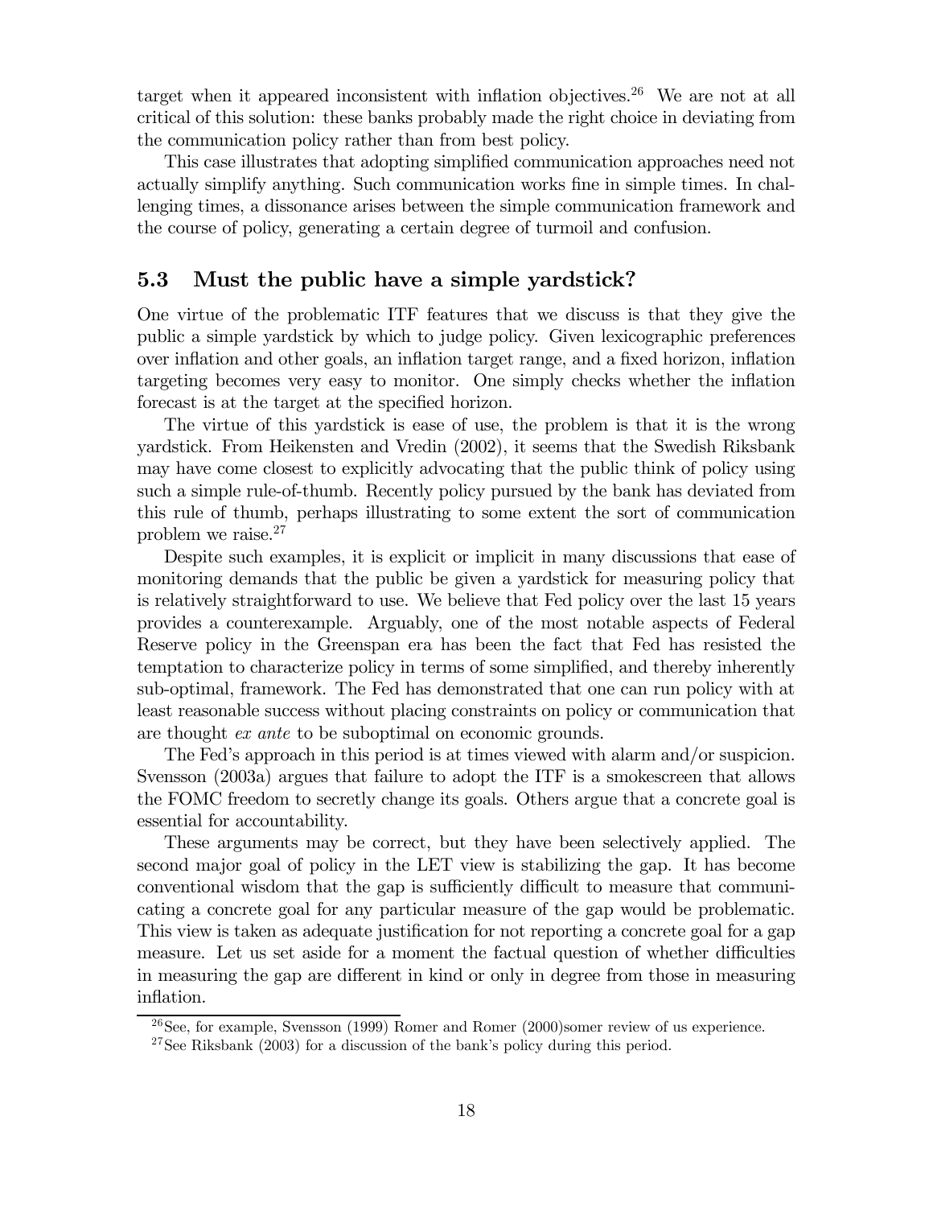target when it appeared inconsistent with inflation objectives.[26] We are not at all critical of this solution: these banks probably made the right choice in deviating from the communication policy rather than from best policy.

This case illustrates that adopting simplified communication approaches need not actually simplify anything. Such communication works fine in simple times. In challenging times, a dissonance arises between the simple communication framework and the course of policy, generating a certain degree of turmoil and confusion.

## 5.3 Must the public have a simple yardstick?

One virtue of the problematic ITF features that we discuss is that they give the public a simple yardstick by which to judge policy. Given lexicographic preferences over inflation and other goals, an inflation target range, and a fixed horizon, inflation targeting becomes very easy to monitor. One simply checks whether the inflation forecast is at the target at the specified horizon.

The virtue of this yardstick is ease of use, the problem is that it is the wrong yardstick. From Heikensten and Vredin (2002), it seems that the Swedish Riksbank may have come closest to explicitly advocating that the public think of policy using such a simple rule-of-thumb. Recently policy pursued by the bank has deviated from this rule of thumb, perhaps illustrating to some extent the sort of communication problem we raise.[27]

Despite such examples, it is explicit or implicit in many discussions that ease of monitoring demands that the public be given a yardstick for measuring policy that is relatively straightforward to use. We believe that Fed policy over the last 15 years provides a counterexample. Arguably, one of the most notable aspects of Federal Reserve policy in the Greenspan era has been the fact that Fed has resisted the temptation to characterize policy in terms of some simplified, and thereby inherently sub-optimal, framework. The Fed has demonstrated that one can run policy with at least reasonable success without placing constraints on policy or communication that are thought *ex ante* to be suboptimal on economic grounds.

The Fed's approach in this period is at times viewed with alarm and/or suspicion. Svensson (2003a) argues that failure to adopt the ITF is a smokescreen that allows the FOMC freedom to secretly change its goals. Others argue that a concrete goal is essential for accountability.

These arguments may be correct, but they have been selectively applied. The second major goal of policy in the LET view is stabilizing the gap. It has become conventional wisdom that the gap is sufficiently difficult to measure that communicating a concrete goal for any particular measure of the gap would be problematic. This view is taken as adequate justification for not reporting a concrete goal for a gap measure. Let us set aside for a moment the factual question of whether difficulties in measuring the gap are different in kind or only in degree from those in measuring inflation.

[26] See, for example, Svensson (1999) Romer and Romer (2000)somer review of us experience.

[27] See Riksbank (2003) for a discussion of the bank's policy during this period.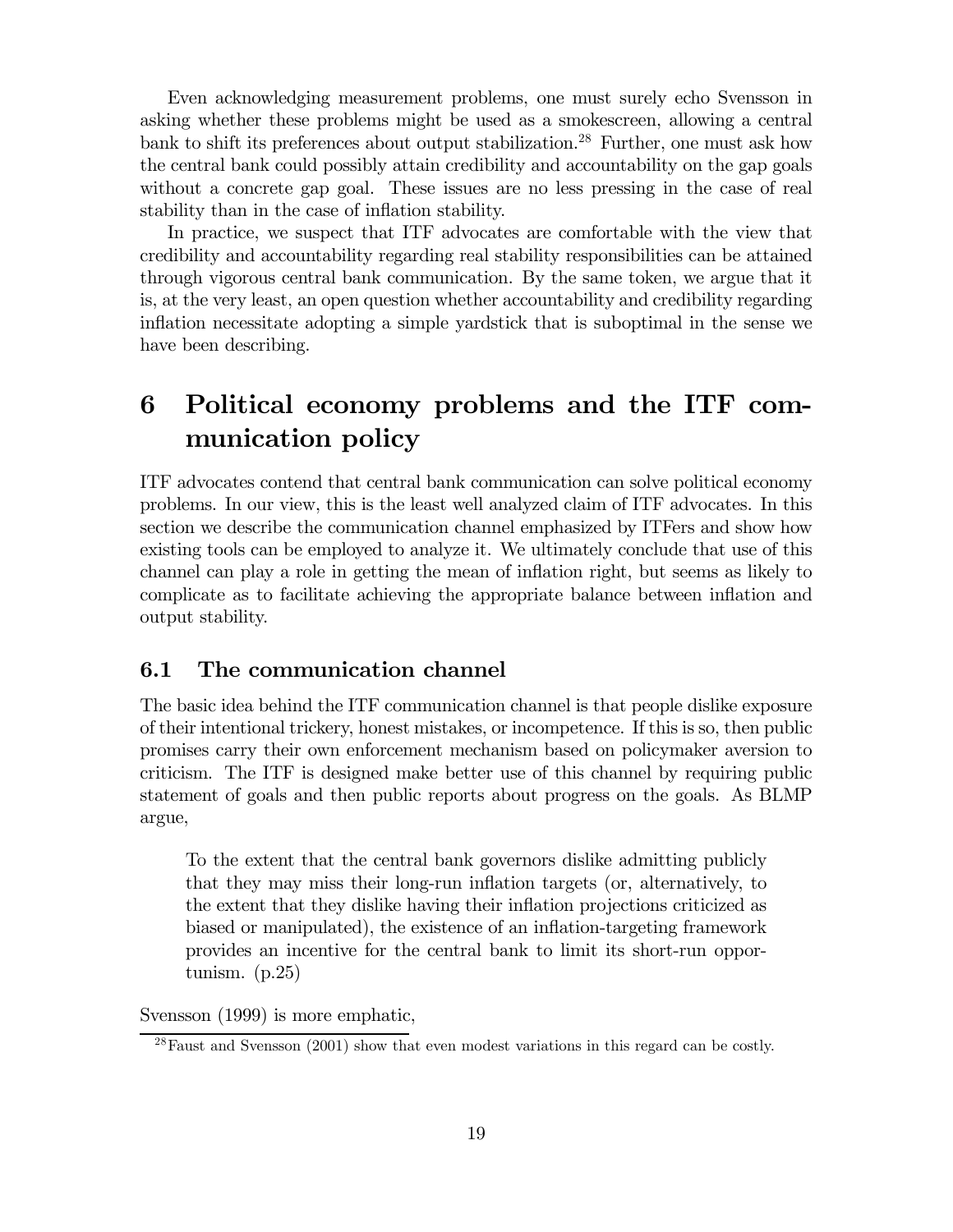Even acknowledging measurement problems, one must surely echo Svensson in asking whether these problems might be used as a smokescreen, allowing a central bank to shift its preferences about output stabilization.[28] Further, one must ask how the central bank could possibly attain credibility and accountability on the gap goals without a concrete gap goal. These issues are no less pressing in the case of real stability than in the case of inflation stability.

In practice, we suspect that ITF advocates are comfortable with the view that credibility and accountability regarding real stability responsibilities can be attained through vigorous central bank communication. By the same token, we argue that it is, at the very least, an open question whether accountability and credibility regarding inflation necessitate adopting a simple yardstick that is suboptimal in the sense we have been describing.

# 6 Political economy problems and the ITF communication policy

ITF advocates contend that central bank communication can solve political economy problems. In our view, this is the least well analyzed claim of ITF advocates. In this section we describe the communication channel emphasized by ITFers and show how existing tools can be employed to analyze it. We ultimately conclude that use of this channel can play a role in getting the mean of inflation right, but seems as likely to complicate as to facilitate achieving the appropriate balance between inflation and output stability.

## 6.1 The communication channel

The basic idea behind the ITF communication channel is that people dislike exposure of their intentional trickery, honest mistakes, or incompetence. If this is so, then public promises carry their own enforcement mechanism based on policymaker aversion to criticism. The ITF is designed make better use of this channel by requiring public statement of goals and then public reports about progress on the goals. As BLMP argue,

> To the extent that the central bank governors dislike admitting publicly that they may miss their long-run inflation targets (or, alternatively, to the extent that they dislike having their inflation projections criticized as biased or manipulated), the existence of an inflation-targeting framework provides an incentive for the central bank to limit its short-run opportunism. (p.25)

Svensson (1999) is more emphatic,

[28] Faust and Svensson (2001) show that even modest variations in this regard can be costly.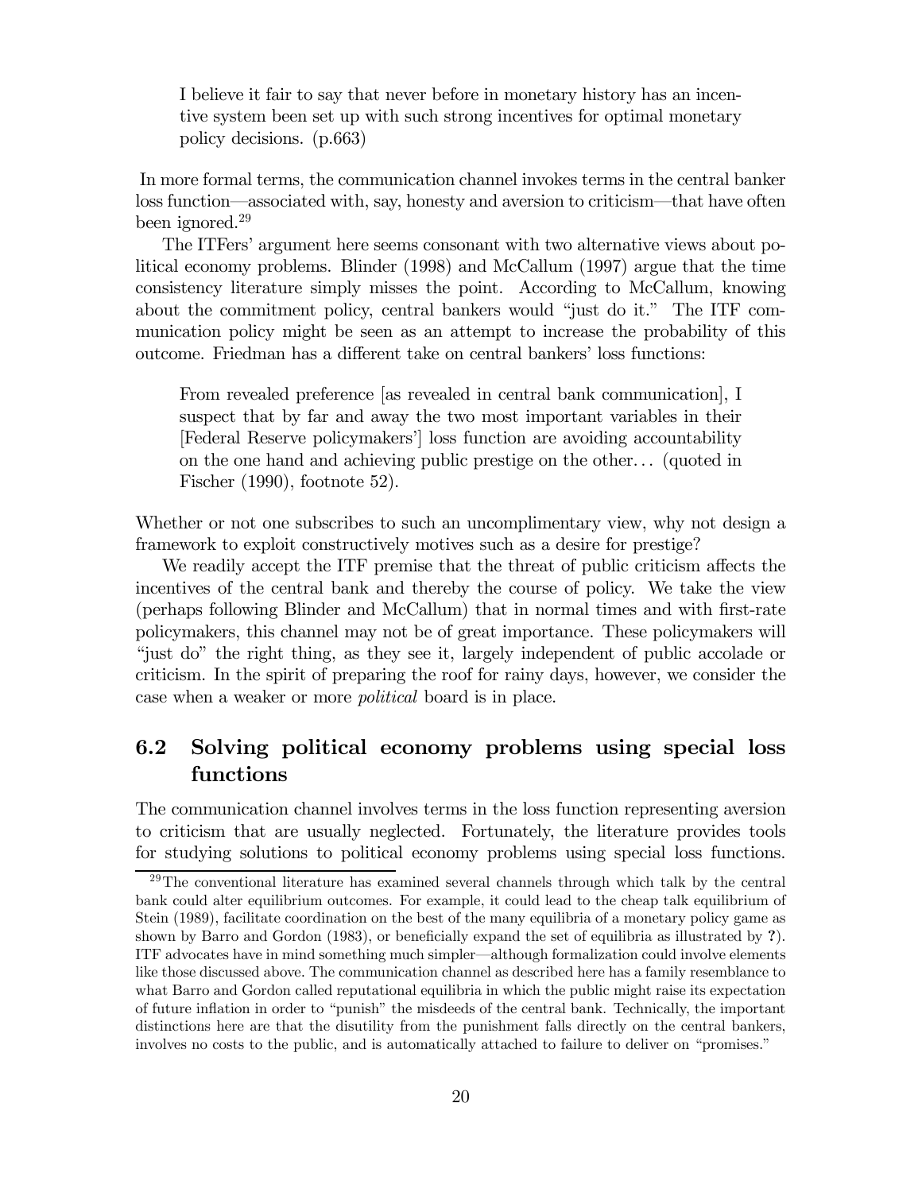> I believe it fair to say that never before in monetary history has an incentive system been set up with such strong incentives for optimal monetary policy decisions. (p.663)

In more formal terms, the communication channel invokes terms in the central banker loss function—associated with, say, honesty and aversion to criticism—that have often been ignored.[29]

The ITFers' argument here seems consonant with two alternative views about political economy problems. Blinder (1998) and McCallum (1997) argue that the time consistency literature simply misses the point. According to McCallum, knowing about the commitment policy, central bankers would "just do it." The ITF communication policy might be seen as an attempt to increase the probability of this outcome. Friedman has a different take on central bankers' loss functions:

> From revealed preference [as revealed in central bank communication], I suspect that by far and away the two most important variables in their [Federal Reserve policymakers'] loss function are avoiding accountability on the one hand and achieving public prestige on the other... (quoted in Fischer (1990), footnote 52).

Whether or not one subscribes to such an uncomplimentary view, why not design a framework to exploit constructively motives such as a desire for prestige?

We readily accept the ITF premise that the threat of public criticism affects the incentives of the central bank and thereby the course of policy. We take the view (perhaps following Blinder and McCallum) that in normal times and with first-rate policymakers, this channel may not be of great importance. These policymakers will "just do" the right thing, as they see it, largely independent of public accolade or criticism. In the spirit of preparing the roof for rainy days, however, we consider the case when a weaker or more *political* board is in place.

## 6.2 Solving political economy problems using special loss functions

The communication channel involves terms in the loss function representing aversion to criticism that are usually neglected. Fortunately, the literature provides tools for studying solutions to political economy problems using special loss functions.

[29] The conventional literature has examined several channels through which talk by the central bank could alter equilibrium outcomes. For example, it could lead to the cheap talk equilibrium of Stein (1989), facilitate coordination on the best of the many equilibria of a monetary policy game as shown by Barro and Gordon (1983), or beneficially expand the set of equilibria as illustrated by **?**). ITF advocates have in mind something much simpler—although formalization could involve elements like those discussed above. The communication channel as described here has a family resemblance to what Barro and Gordon called reputational equilibria in which the public might raise its expectation of future inflation in order to "punish" the misdeeds of the central bank. Technically, the important distinctions here are that the disutility from the punishment falls directly on the central bankers, involves no costs to the public, and is automatically attached to failure to deliver on "promises."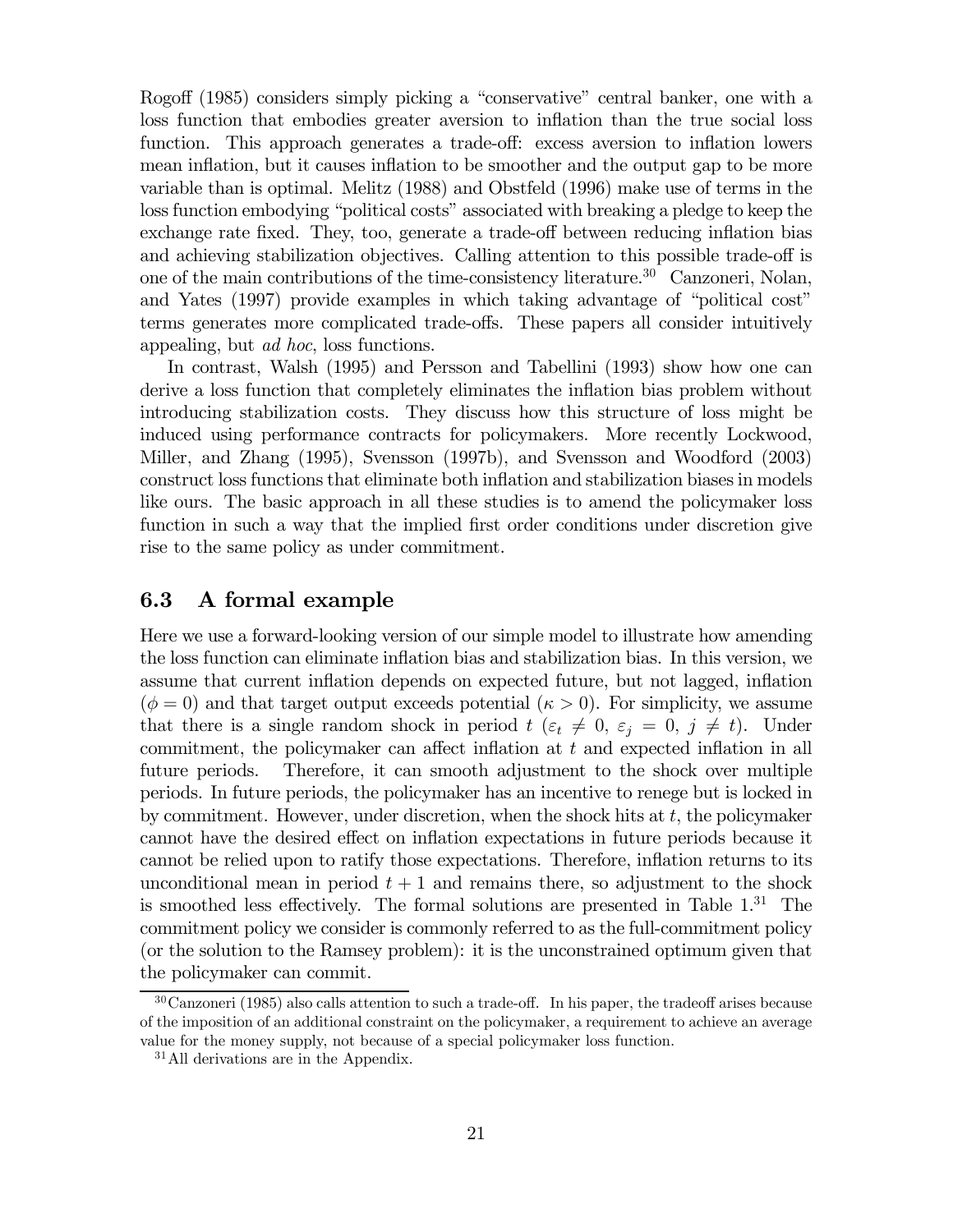Rogoff (1985) considers simply picking a "conservative" central banker, one with a loss function that embodies greater aversion to inflation than the true social loss function. This approach generates a trade-off: excess aversion to inflation lowers mean inflation, but it causes inflation to be smoother and the output gap to be more variable than is optimal. Melitz (1988) and Obstfeld (1996) make use of terms in the loss function embodying "political costs" associated with breaking a pledge to keep the exchange rate fixed. They, too, generate a trade-off between reducing inflation bias and achieving stabilization objectives. Calling attention to this possible trade-off is one of the main contributions of the time-consistency literature.[30] Canzoneri, Nolan, and Yates (1997) provide examples in which taking advantage of "political cost" terms generates more complicated trade-offs. These papers all consider intuitively appealing, but *ad hoc*, loss functions.

In contrast, Walsh (1995) and Persson and Tabellini (1993) show how one can derive a loss function that completely eliminates the inflation bias problem without introducing stabilization costs. They discuss how this structure of loss might be induced using performance contracts for policymakers. More recently Lockwood, Miller, and Zhang (1995), Svensson (1997b), and Svensson and Woodford (2003) construct loss functions that eliminate both inflation and stabilization biases in models like ours. The basic approach in all these studies is to amend the policymaker loss function in such a way that the implied first order conditions under discretion give rise to the same policy as under commitment.

## 6.3 A formal example

Here we use a forward-looking version of our simple model to illustrate how amending the loss function can eliminate inflation bias and stabilization bias. In this version, we assume that current inflation depends on expected future, but not lagged, inflation ($\phi = 0$) and that target output exceeds potential ($\kappa > 0$). For simplicity, we assume that there is a single random shock in period $t$ ($\varepsilon_t \neq 0$, $\varepsilon_j = 0$, $j \neq t$). Under commitment, the policymaker can affect inflation at $t$ and expected inflation in all future periods. Therefore, it can smooth adjustment to the shock over multiple periods. In future periods, the policymaker has an incentive to renege but is locked in by commitment. However, under discretion, when the shock hits at $t$, the policymaker cannot have the desired effect on inflation expectations in future periods because it cannot be relied upon to ratify those expectations. Therefore, inflation returns to its unconditional mean in period $t+1$ and remains there, so adjustment to the shock is smoothed less effectively. The formal solutions are presented in Table 1.[31] The commitment policy we consider is commonly referred to as the full-commitment policy (or the solution to the Ramsey problem): it is the unconstrained optimum given that the policymaker can commit.

[30] Canzoneri (1985) also calls attention to such a trade-off. In his paper, the tradeoff arises because of the imposition of an additional constraint on the policymaker, a requirement to achieve an average value for the money supply, not because of a special policymaker loss function.

[31] All derivations are in the Appendix.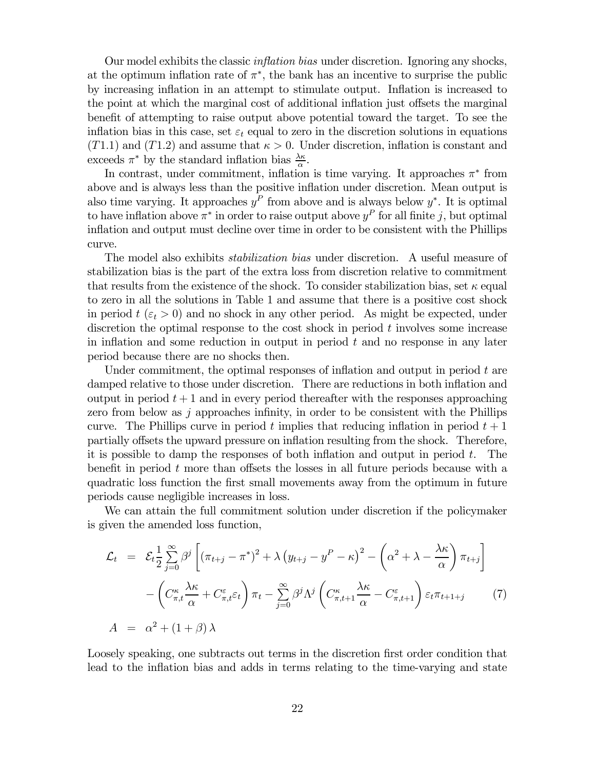Our model exhibits the classic *inflation bias* under discretion. Ignoring any shocks, at the optimum inflation rate of $\pi^*$, the bank has an incentive to surprise the public by increasing inflation in an attempt to stimulate output. Inflation is increased to the point at which the marginal cost of additional inflation just offsets the marginal benefit of attempting to raise output above potential toward the target. To see the inflation bias in this case, set $\varepsilon_t$ equal to zero in the discretion solutions in equations $(T1.1)$ and $(T1.2)$ and assume that $\kappa > 0$. Under discretion, inflation is constant and exceeds $\pi^*$ by the standard inflation bias $\frac{\lambda\kappa}{\alpha}$.

In contrast, under commitment, inflation is time varying. It approaches $\pi^*$ from above and is always less than the positive inflation under discretion. Mean output is also time varying. It approaches $y^P$ from above and is always below $y^*$. It is optimal to have inflation above $\pi^*$ in order to raise output above $y^P$ for all finite $j$, but optimal inflation and output must decline over time in order to be consistent with the Phillips curve.

The model also exhibits *stabilization bias* under discretion. A useful measure of stabilization bias is the part of the extra loss from discretion relative to commitment that results from the existence of the shock. To consider stabilization bias, set $\kappa$ equal to zero in all the solutions in Table 1 and assume that there is a positive cost shock in period $t$ ($\varepsilon_t > 0$) and no shock in any other period. As might be expected, under discretion the optimal response to the cost shock in period $t$ involves some increase in inflation and some reduction in output in period $t$ and no response in any later period because there are no shocks then.

Under commitment, the optimal responses of inflation and output in period $t$ are damped relative to those under discretion. There are reductions in both inflation and output in period $t+1$ and in every period thereafter with the responses approaching zero from below as $j$ approaches infinity, in order to be consistent with the Phillips curve. The Phillips curve in period $t$ implies that reducing inflation in period $t+1$ partially offsets the upward pressure on inflation resulting from the shock. Therefore, it is possible to damp the responses of both inflation and output in period $t$. The benefit in period $t$ more than offsets the losses in all future periods because with a quadratic loss function the first small movements away from the optimum in future periods cause negligible increases in loss.

We can attain the full commitment solution under discretion if the policymaker is given the amended loss function,

$$
\begin{aligned}
\mathcal{L}_t &= \mathcal{E}_t \frac{1}{2} \sum_{j=0}^{\infty} \beta^j \left[ \left(\pi_{t+j} - \pi^*\right)^2 + \lambda \left(y_{t+j} - y^P - \kappa\right)^2 - \left(\alpha^2 + \lambda - \frac{\lambda\kappa}{\alpha}\right) \pi_{t+j} \right] \\
&\quad - \left( C^{\kappa}_{\pi,t} \frac{\lambda\kappa}{\alpha} + C^{\varepsilon}_{\pi,t} \varepsilon_t \right) \pi_t - \sum_{j=0}^{\infty} \beta^j \Lambda^j \left( C^{\kappa}_{\pi,t+1} \frac{\lambda\kappa}{\alpha} - C^{\varepsilon}_{\pi,t+1} \right) \varepsilon_t \pi_{t+1+j} \qquad (7) \\
A &= \alpha^2 + (1+\beta)\lambda
\end{aligned}
$$

Loosely speaking, one subtracts out terms in the discretion first order condition that lead to the inflation bias and adds in terms relating to the time-varying and state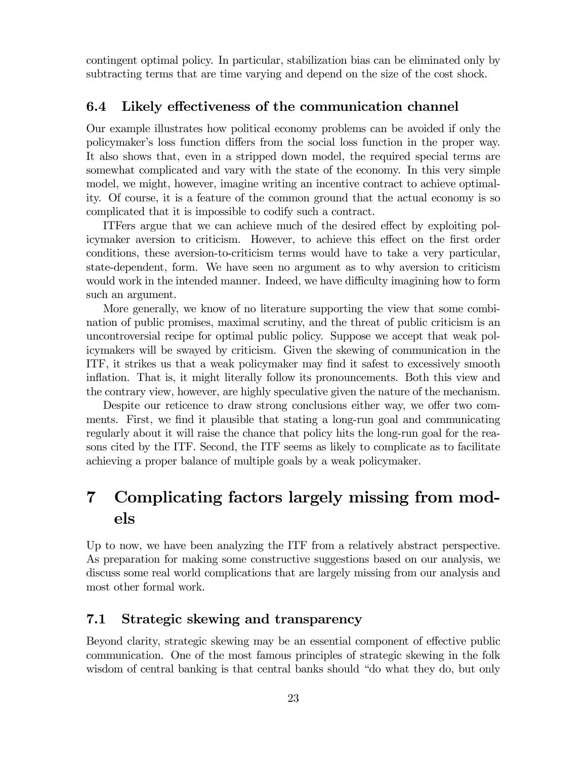contingent optimal policy. In particular, stabilization bias can be eliminated only by subtracting terms that are time varying and depend on the size of the cost shock.

### 6.4 Likely effectiveness of the communication channel

Our example illustrates how political economy problems can be avoided if only the policymaker's loss function differs from the social loss function in the proper way. It also shows that, even in a stripped down model, the required special terms are somewhat complicated and vary with the state of the economy. In this very simple model, we might, however, imagine writing an incentive contract to achieve optimality. Of course, it is a feature of the common ground that the actual economy is so complicated that it is impossible to codify such a contract.

ITFers argue that we can achieve much of the desired effect by exploiting policymaker aversion to criticism. However, to achieve this effect on the first order conditions, these aversion-to-criticism terms would have to take a very particular, state-dependent, form. We have seen no argument as to why aversion to criticism would work in the intended manner. Indeed, we have difficulty imagining how to form such an argument.

More generally, we know of no literature supporting the view that some combination of public promises, maximal scrutiny, and the threat of public criticism is an uncontroversial recipe for optimal public policy. Suppose we accept that weak policymakers will be swayed by criticism. Given the skewing of communication in the ITF, it strikes us that a weak policymaker may find it safest to excessively smooth inflation. That is, it might literally follow its pronouncements. Both this view and the contrary view, however, are highly speculative given the nature of the mechanism.

Despite our reticence to draw strong conclusions either way, we offer two comments. First, we find it plausible that stating a long-run goal and communicating regularly about it will raise the chance that policy hits the long-run goal for the reasons cited by the ITF. Second, the ITF seems as likely to complicate as to facilitate achieving a proper balance of multiple goals by a weak policymaker.

# 7 Complicating factors largely missing from models

Up to now, we have been analyzing the ITF from a relatively abstract perspective. As preparation for making some constructive suggestions based on our analysis, we discuss some real world complications that are largely missing from our analysis and most other formal work.

### 7.1 Strategic skewing and transparency

Beyond clarity, strategic skewing may be an essential component of effective public communication. One of the most famous principles of strategic skewing in the folk wisdom of central banking is that central banks should "do what they do, but only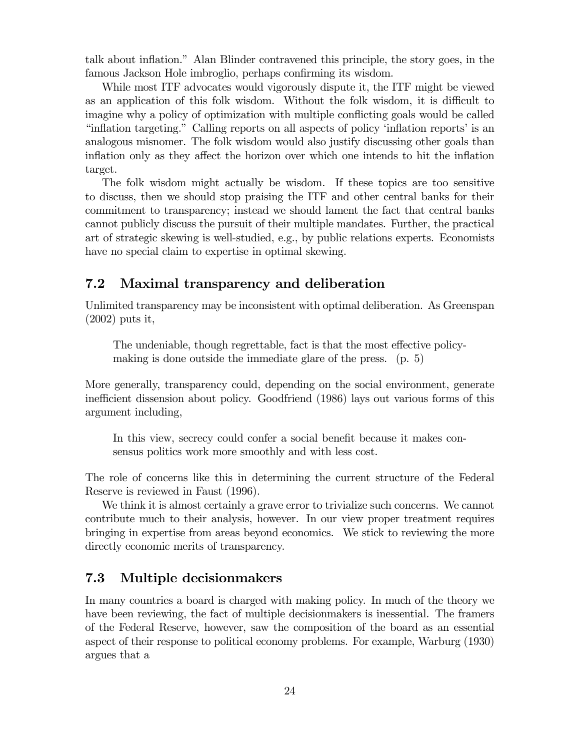talk about inflation." Alan Blinder contravened this principle, the story goes, in the famous Jackson Hole imbroglio, perhaps confirming its wisdom.

While most ITF advocates would vigorously dispute it, the ITF might be viewed as an application of this folk wisdom. Without the folk wisdom, it is difficult to imagine why a policy of optimization with multiple conflicting goals would be called "inflation targeting." Calling reports on all aspects of policy 'inflation reports' is an analogous misnomer. The folk wisdom would also justify discussing other goals than inflation only as they affect the horizon over which one intends to hit the inflation target.

The folk wisdom might actually be wisdom. If these topics are too sensitive to discuss, then we should stop praising the ITF and other central banks for their commitment to transparency; instead we should lament the fact that central banks cannot publicly discuss the pursuit of their multiple mandates. Further, the practical art of strategic skewing is well-studied, e.g., by public relations experts. Economists have no special claim to expertise in optimal skewing.

## 7.2 Maximal transparency and deliberation

Unlimited transparency may be inconsistent with optimal deliberation. As Greenspan (2002) puts it,

> The undeniable, though regrettable, fact is that the most effective policy-making is done outside the immediate glare of the press. (p. 5)

More generally, transparency could, depending on the social environment, generate inefficient dissension about policy. Goodfriend (1986) lays out various forms of this argument including,

> In this view, secrecy could confer a social benefit because it makes consensus politics work more smoothly and with less cost.

The role of concerns like this in determining the current structure of the Federal Reserve is reviewed in Faust (1996).

We think it is almost certainly a grave error to trivialize such concerns. We cannot contribute much to their analysis, however. In our view proper treatment requires bringing in expertise from areas beyond economics. We stick to reviewing the more directly economic merits of transparency.

## 7.3 Multiple decisionmakers

In many countries a board is charged with making policy. In much of the theory we have been reviewing, the fact of multiple decisionmakers is inessential. The framers of the Federal Reserve, however, saw the composition of the board as an essential aspect of their response to political economy problems. For example, Warburg (1930) argues that a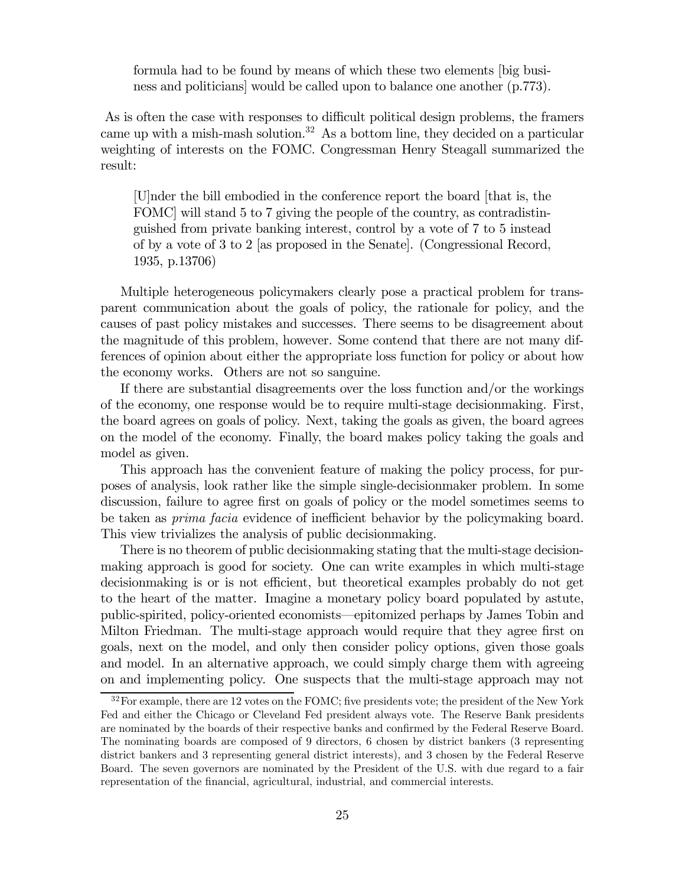> formula had to be found by means of which these two elements [big business and politicians] would be called upon to balance one another (p.773).

As is often the case with responses to difficult political design problems, the framers came up with a mish-mash solution.[32] As a bottom line, they decided on a particular weighting of interests on the FOMC. Congressman Henry Steagall summarized the result:

> [U]nder the bill embodied in the conference report the board [that is, the FOMC] will stand 5 to 7 giving the people of the country, as contradistinguished from private banking interest, control by a vote of 7 to 5 instead of by a vote of 3 to 2 [as proposed in the Senate]. (Congressional Record, 1935, p.13706)

Multiple heterogeneous policymakers clearly pose a practical problem for transparent communication about the goals of policy, the rationale for policy, and the causes of past policy mistakes and successes. There seems to be disagreement about the magnitude of this problem, however. Some contend that there are not many differences of opinion about either the appropriate loss function for policy or about how the economy works. Others are not so sanguine.

If there are substantial disagreements over the loss function and/or the workings of the economy, one response would be to require multi-stage decisionmaking. First, the board agrees on goals of policy. Next, taking the goals as given, the board agrees on the model of the economy. Finally, the board makes policy taking the goals and model as given.

This approach has the convenient feature of making the policy process, for purposes of analysis, look rather like the simple single-decisionmaker problem. In some discussion, failure to agree first on goals of policy or the model sometimes seems to be taken as *prima facia* evidence of inefficient behavior by the policymaking board. This view trivializes the analysis of public decisionmaking.

There is no theorem of public decisionmaking stating that the multi-stage decisionmaking approach is good for society. One can write examples in which multi-stage decisionmaking is or is not efficient, but theoretical examples probably do not get to the heart of the matter. Imagine a monetary policy board populated by astute, public-spirited, policy-oriented economists—epitomized perhaps by James Tobin and Milton Friedman. The multi-stage approach would require that they agree first on goals, next on the model, and only then consider policy options, given those goals and model. In an alternative approach, we could simply charge them with agreeing on and implementing policy. One suspects that the multi-stage approach may not

[32] For example, there are 12 votes on the FOMC; five presidents vote; the president of the New York Fed and either the Chicago or Cleveland Fed president always vote. The Reserve Bank presidents are nominated by the boards of their respective banks and confirmed by the Federal Reserve Board. The nominating boards are composed of 9 directors, 6 chosen by district bankers (3 representing district bankers and 3 representing general district interests), and 3 chosen by the Federal Reserve Board. The seven governors are nominated by the President of the U.S. with due regard to a fair representation of the financial, agricultural, industrial, and commercial interests.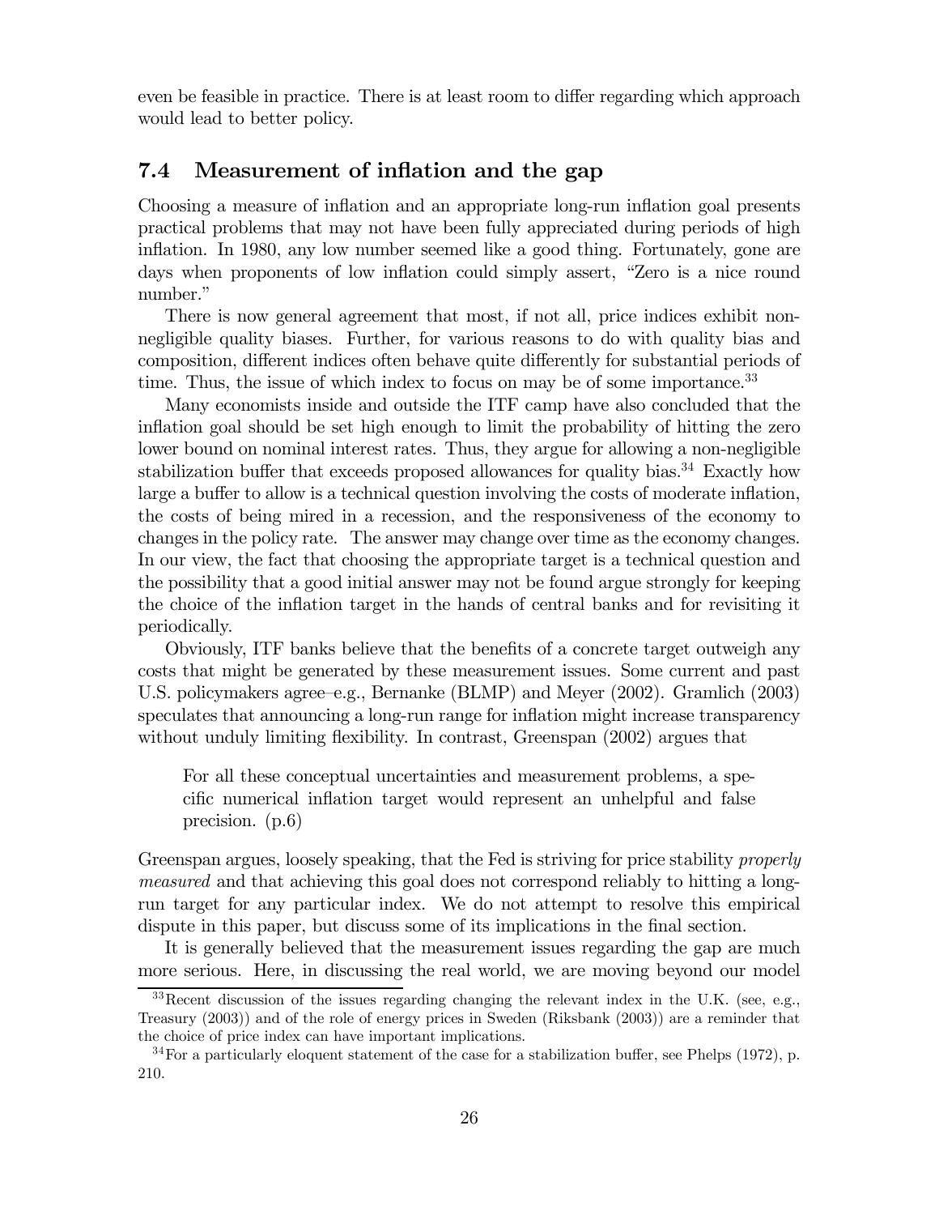even be feasible in practice. There is at least room to differ regarding which approach would lead to better policy.

## 7.4 Measurement of inflation and the gap

Choosing a measure of inflation and an appropriate long-run inflation goal presents practical problems that may not have been fully appreciated during periods of high inflation. In 1980, any low number seemed like a good thing. Fortunately, gone are days when proponents of low inflation could simply assert, "Zero is a nice round number."

There is now general agreement that most, if not all, price indices exhibit non-negligible quality biases. Further, for various reasons to do with quality bias and composition, different indices often behave quite differently for substantial periods of time. Thus, the issue of which index to focus on may be of some importance.[33]

Many economists inside and outside the ITF camp have also concluded that the inflation goal should be set high enough to limit the probability of hitting the zero lower bound on nominal interest rates. Thus, they argue for allowing a non-negligible stabilization buffer that exceeds proposed allowances for quality bias.[34] Exactly how large a buffer to allow is a technical question involving the costs of moderate inflation, the costs of being mired in a recession, and the responsiveness of the economy to changes in the policy rate. The answer may change over time as the economy changes. In our view, the fact that choosing the appropriate target is a technical question and the possibility that a good initial answer may not be found argue strongly for keeping the choice of the inflation target in the hands of central banks and for revisiting it periodically.

Obviously, ITF banks believe that the benefits of a concrete target outweigh any costs that might be generated by these measurement issues. Some current and past U.S. policymakers agree–e.g., Bernanke (BLMP) and Meyer (2002). Gramlich (2003) speculates that announcing a long-run range for inflation might increase transparency without unduly limiting flexibility. In contrast, Greenspan (2002) argues that

> For all these conceptual uncertainties and measurement problems, a specific numerical inflation target would represent an unhelpful and false precision. (p.6)

Greenspan argues, loosely speaking, that the Fed is striving for price stability *properly measured* and that achieving this goal does not correspond reliably to hitting a long-run target for any particular index. We do not attempt to resolve this empirical dispute in this paper, but discuss some of its implications in the final section.

It is generally believed that the measurement issues regarding the gap are much more serious. Here, in discussing the real world, we are moving beyond our model

[33] Recent discussion of the issues regarding changing the relevant index in the U.K. (see, e.g., Treasury (2003)) and of the role of energy prices in Sweden (Riksbank (2003)) are a reminder that the choice of price index can have important implications.

[34] For a particularly eloquent statement of the case for a stabilization buffer, see Phelps (1972), p. 210.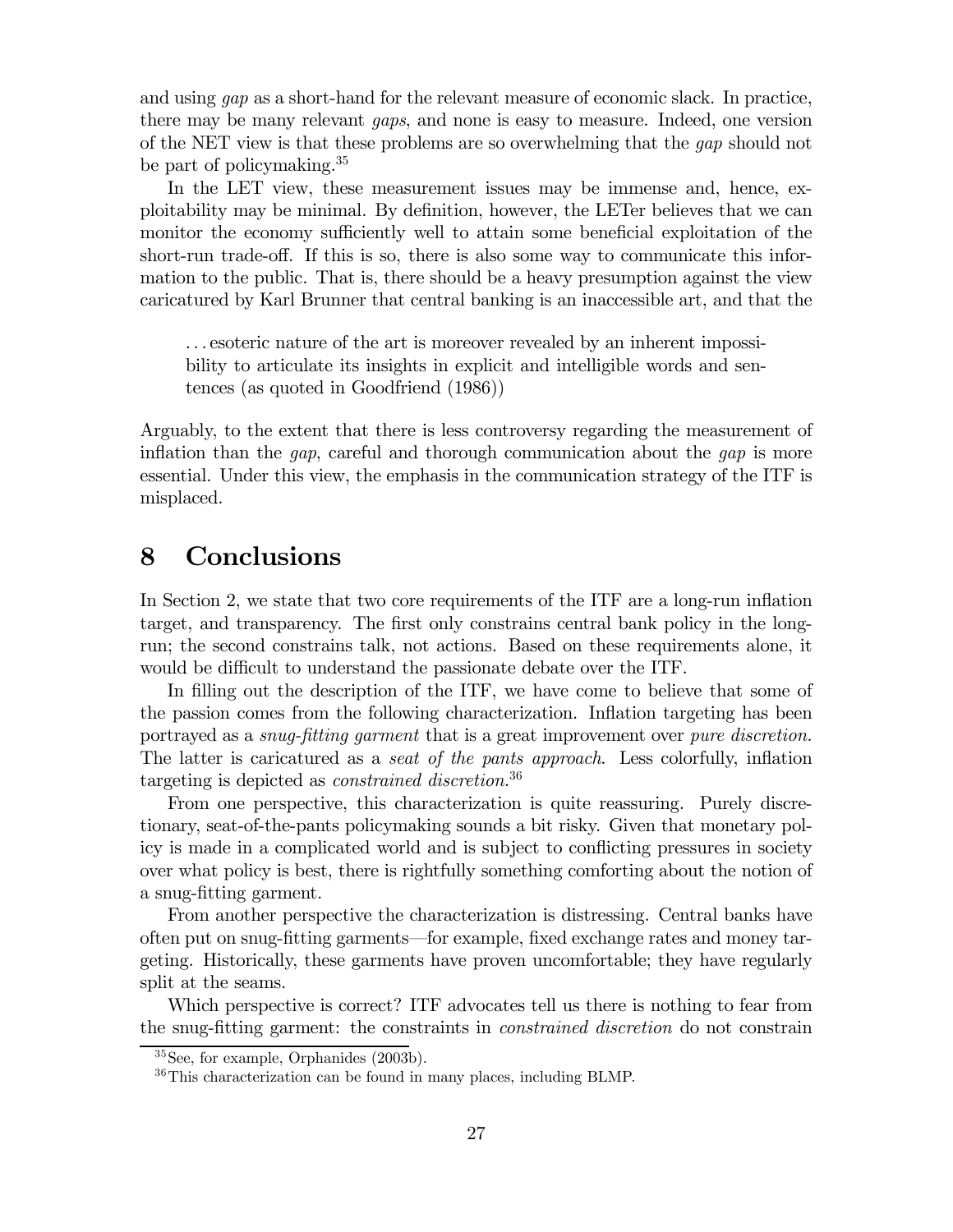and using *gap* as a short-hand for the relevant measure of economic slack. In practice, there may be many relevant *gaps*, and none is easy to measure. Indeed, one version of the NET view is that these problems are so overwhelming that the *gap* should not be part of policymaking.[35]

In the LET view, these measurement issues may be immense and, hence, exploitability may be minimal. By definition, however, the LETer believes that we can monitor the economy sufficiently well to attain some beneficial exploitation of the short-run trade-off. If this is so, there is also some way to communicate this information to the public. That is, there should be a heavy presumption against the view caricatured by Karl Brunner that central banking is an inaccessible art, and that the

> ...esoteric nature of the art is moreover revealed by an inherent impossibility to articulate its insights in explicit and intelligible words and sentences (as quoted in Goodfriend (1986))

Arguably, to the extent that there is less controversy regarding the measurement of inflation than the *gap*, careful and thorough communication about the *gap* is more essential. Under this view, the emphasis in the communication strategy of the ITF is misplaced.

# 8 Conclusions

In Section 2, we state that two core requirements of the ITF are a long-run inflation target, and transparency. The first only constrains central bank policy in the long-run; the second constrains talk, not actions. Based on these requirements alone, it would be difficult to understand the passionate debate over the ITF.

In filling out the description of the ITF, we have come to believe that some of the passion comes from the following characterization. Inflation targeting has been portrayed as a *snug-fitting garment* that is a great improvement over *pure discretion.* The latter is caricatured as a *seat of the pants approach*. Less colorfully, inflation targeting is depicted as *constrained discretion*.[36]

From one perspective, this characterization is quite reassuring. Purely discretionary, seat-of-the-pants policymaking sounds a bit risky. Given that monetary policy is made in a complicated world and is subject to conflicting pressures in society over what policy is best, there is rightfully something comforting about the notion of a snug-fitting garment.

From another perspective the characterization is distressing. Central banks have often put on snug-fitting garments—for example, fixed exchange rates and money targeting. Historically, these garments have proven uncomfortable; they have regularly split at the seams.

Which perspective is correct? ITF advocates tell us there is nothing to fear from the snug-fitting garment: the constraints in *constrained discretion* do not constrain

[35] See, for example, Orphanides (2003b).

[36] This characterization can be found in many places, including BLMP.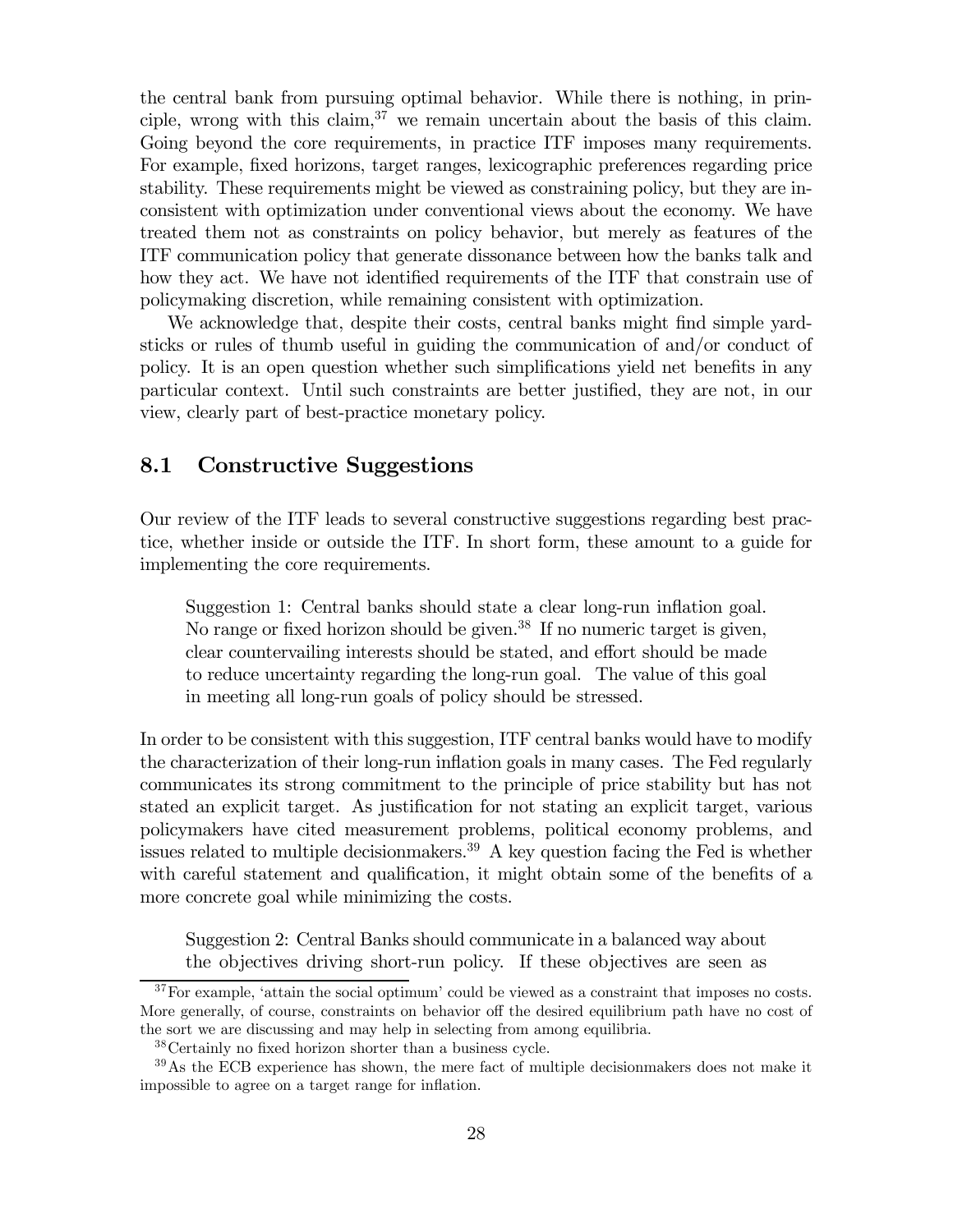the central bank from pursuing optimal behavior. While there is nothing, in principle, wrong with this claim,[37] we remain uncertain about the basis of this claim. Going beyond the core requirements, in practice ITF imposes many requirements. For example, fixed horizons, target ranges, lexicographic preferences regarding price stability. These requirements might be viewed as constraining policy, but they are inconsistent with optimization under conventional views about the economy. We have treated them not as constraints on policy behavior, but merely as features of the ITF communication policy that generate dissonance between how the banks talk and how they act. We have not identified requirements of the ITF that constrain use of policymaking discretion, while remaining consistent with optimization.

We acknowledge that, despite their costs, central banks might find simple yardsticks or rules of thumb useful in guiding the communication of and/or conduct of policy. It is an open question whether such simplifications yield net benefits in any particular context. Until such constraints are better justified, they are not, in our view, clearly part of best-practice monetary policy.

## 8.1 Constructive Suggestions

Our review of the ITF leads to several constructive suggestions regarding best practice, whether inside or outside the ITF. In short form, these amount to a guide for implementing the core requirements.

> Suggestion 1: Central banks should state a clear long-run inflation goal. No range or fixed horizon should be given.[38] If no numeric target is given, clear countervailing interests should be stated, and effort should be made to reduce uncertainty regarding the long-run goal. The value of this goal in meeting all long-run goals of policy should be stressed.

In order to be consistent with this suggestion, ITF central banks would have to modify the characterization of their long-run inflation goals in many cases. The Fed regularly communicates its strong commitment to the principle of price stability but has not stated an explicit target. As justification for not stating an explicit target, various policymakers have cited measurement problems, political economy problems, and issues related to multiple decisionmakers.[39] A key question facing the Fed is whether with careful statement and qualification, it might obtain some of the benefits of a more concrete goal while minimizing the costs.

> Suggestion 2: Central Banks should communicate in a balanced way about the objectives driving short-run policy. If these objectives are seen as

[37] For example, 'attain the social optimum' could be viewed as a constraint that imposes no costs. More generally, of course, constraints on behavior off the desired equilibrium path have no cost of the sort we are discussing and may help in selecting from among equilibria.

[38] Certainly no fixed horizon shorter than a business cycle.

[39] As the ECB experience has shown, the mere fact of multiple decisionmakers does not make it impossible to agree on a target range for inflation.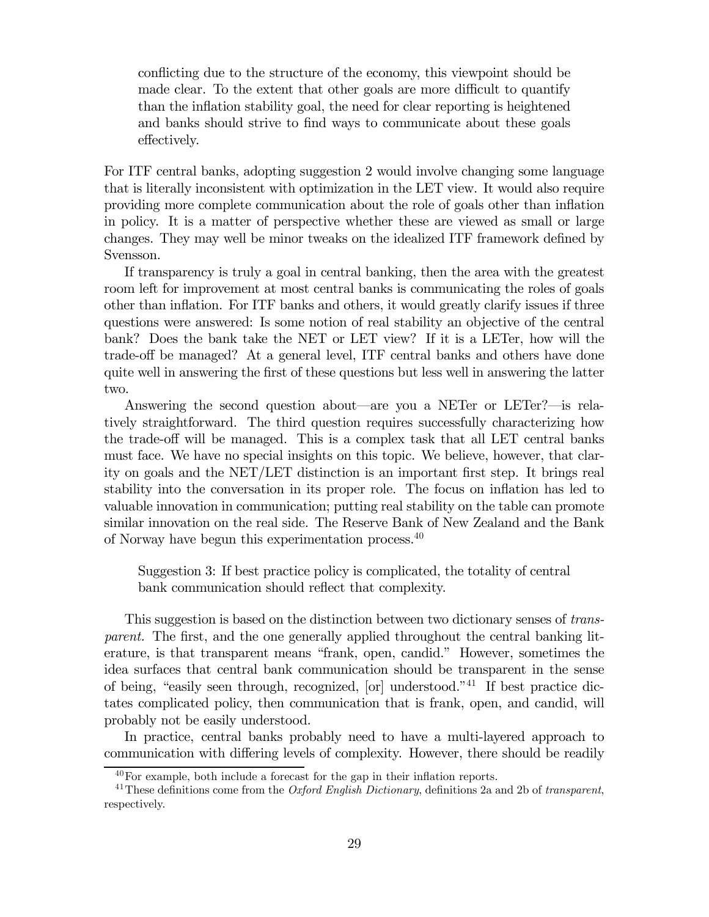conflicting due to the structure of the economy, this viewpoint should be made clear. To the extent that other goals are more difficult to quantify than the inflation stability goal, the need for clear reporting is heightened and banks should strive to find ways to communicate about these goals effectively.

For ITF central banks, adopting suggestion 2 would involve changing some language that is literally inconsistent with optimization in the LET view. It would also require providing more complete communication about the role of goals other than inflation in policy. It is a matter of perspective whether these are viewed as small or large changes. They may well be minor tweaks on the idealized ITF framework defined by Svensson.

If transparency is truly a goal in central banking, then the area with the greatest room left for improvement at most central banks is communicating the roles of goals other than inflation. For ITF banks and others, it would greatly clarify issues if three questions were answered: Is some notion of real stability an objective of the central bank? Does the bank take the NET or LET view? If it is a LETer, how will the trade-off be managed? At a general level, ITF central banks and others have done quite well in answering the first of these questions but less well in answering the latter two.

Answering the second question about—are you a NETer or LETer?—is relatively straightforward. The third question requires successfully characterizing how the trade-off will be managed. This is a complex task that all LET central banks must face. We have no special insights on this topic. We believe, however, that clarity on goals and the NET/LET distinction is an important first step. It brings real stability into the conversation in its proper role. The focus on inflation has led to valuable innovation in communication; putting real stability on the table can promote similar innovation on the real side. The Reserve Bank of New Zealand and the Bank of Norway have begun this experimentation process.[40]

> Suggestion 3: If best practice policy is complicated, the totality of central bank communication should reflect that complexity.

This suggestion is based on the distinction between two dictionary senses of *transparent.* The first, and the one generally applied throughout the central banking literature, is that transparent means "frank, open, candid." However, sometimes the idea surfaces that central bank communication should be transparent in the sense of being, "easily seen through, recognized, [or] understood."[41] If best practice dictates complicated policy, then communication that is frank, open, and candid, will probably not be easily understood.

In practice, central banks probably need to have a multi-layered approach to communication with differing levels of complexity. However, there should be readily

[40] For example, both include a forecast for the gap in their inflation reports.

[41] These definitions come from the *Oxford English Dictionary*, definitions 2a and 2b of *transparent*, respectively.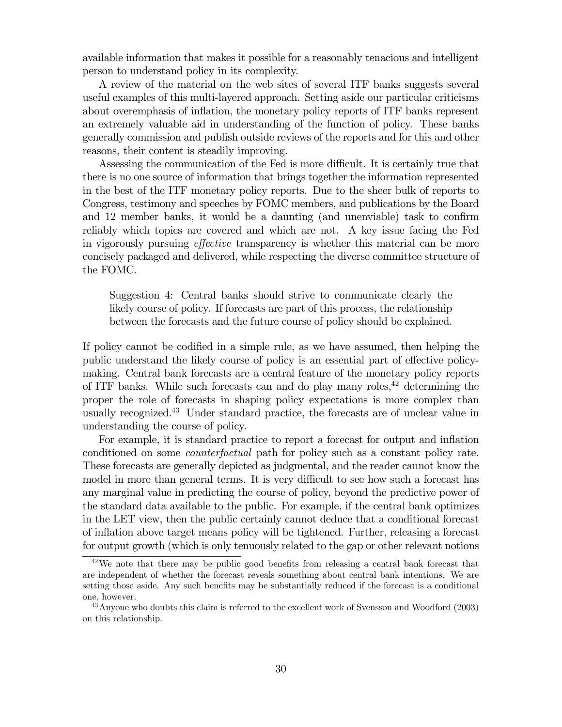available information that makes it possible for a reasonably tenacious and intelligent person to understand policy in its complexity.

A review of the material on the web sites of several ITF banks suggests several useful examples of this multi-layered approach. Setting aside our particular criticisms about overemphasis of inflation, the monetary policy reports of ITF banks represent an extremely valuable aid in understanding of the function of policy. These banks generally commission and publish outside reviews of the reports and for this and other reasons, their content is steadily improving.

Assessing the communication of the Fed is more difficult. It is certainly true that there is no one source of information that brings together the information represented in the best of the ITF monetary policy reports. Due to the sheer bulk of reports to Congress, testimony and speeches by FOMC members, and publications by the Board and 12 member banks, it would be a daunting (and unenviable) task to confirm reliably which topics are covered and which are not. A key issue facing the Fed in vigorously pursuing *effective* transparency is whether this material can be more concisely packaged and delivered, while respecting the diverse committee structure of the FOMC.

> Suggestion 4: Central banks should strive to communicate clearly the likely course of policy. If forecasts are part of this process, the relationship between the forecasts and the future course of policy should be explained.

If policy cannot be codified in a simple rule, as we have assumed, then helping the public understand the likely course of policy is an essential part of effective policy-making. Central bank forecasts are a central feature of the monetary policy reports of ITF banks. While such forecasts can and do play many roles,[42] determining the proper the role of forecasts in shaping policy expectations is more complex than usually recognized.[43] Under standard practice, the forecasts are of unclear value in understanding the course of policy.

For example, it is standard practice to report a forecast for output and inflation conditioned on some *counterfactual* path for policy such as a constant policy rate. These forecasts are generally depicted as judgmental, and the reader cannot know the model in more than general terms. It is very difficult to see how such a forecast has any marginal value in predicting the course of policy, beyond the predictive power of the standard data available to the public. For example, if the central bank optimizes in the LET view, then the public certainly cannot deduce that a conditional forecast of inflation above target means policy will be tightened. Further, releasing a forecast for output growth (which is only tenuously related to the gap or other relevant notions

[42] We note that there may be public good benefits from releasing a central bank forecast that are independent of whether the forecast reveals something about central bank intentions. We are setting those aside. Any such benefits may be substantially reduced if the forecast is a conditional one, however.

[43] Anyone who doubts this claim is referred to the excellent work of Svensson and Woodford (2003) on this relationship.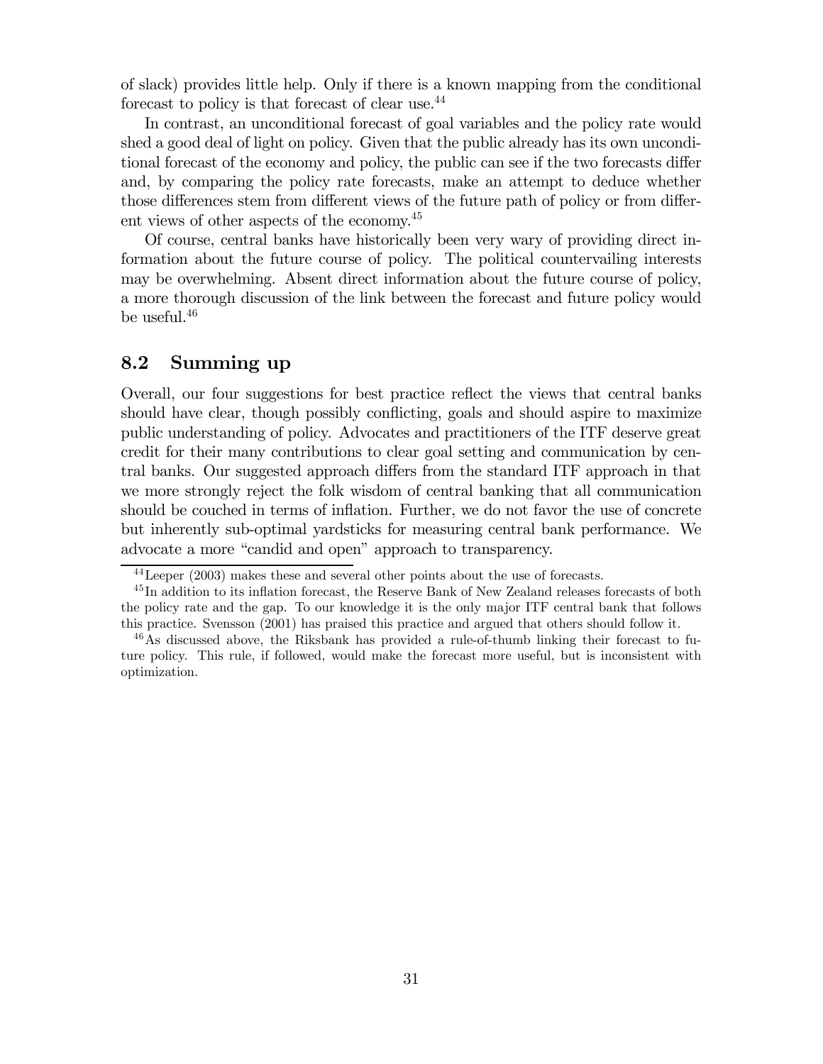of slack) provides little help. Only if there is a known mapping from the conditional forecast to policy is that forecast of clear use.[44]

In contrast, an unconditional forecast of goal variables and the policy rate would shed a good deal of light on policy. Given that the public already has its own unconditional forecast of the economy and policy, the public can see if the two forecasts differ and, by comparing the policy rate forecasts, make an attempt to deduce whether those differences stem from different views of the future path of policy or from different views of other aspects of the economy.[45]

Of course, central banks have historically been very wary of providing direct information about the future course of policy. The political countervailing interests may be overwhelming. Absent direct information about the future course of policy, a more thorough discussion of the link between the forecast and future policy would be useful.[46]

## 8.2 Summing up

Overall, our four suggestions for best practice reflect the views that central banks should have clear, though possibly conflicting, goals and should aspire to maximize public understanding of policy. Advocates and practitioners of the ITF deserve great credit for their many contributions to clear goal setting and communication by central banks. Our suggested approach differs from the standard ITF approach in that we more strongly reject the folk wisdom of central banking that all communication should be couched in terms of inflation. Further, we do not favor the use of concrete but inherently sub-optimal yardsticks for measuring central bank performance. We advocate a more "candid and open" approach to transparency.

---

[44] Leeper (2003) makes these and several other points about the use of forecasts.

[45] In addition to its inflation forecast, the Reserve Bank of New Zealand releases forecasts of both the policy rate and the gap. To our knowledge it is the only major ITF central bank that follows this practice. Svensson (2001) has praised this practice and argued that others should follow it.

[46] As discussed above, the Riksbank has provided a rule-of-thumb linking their forecast to future policy. This rule, if followed, would make the forecast more useful, but is inconsistent with optimization.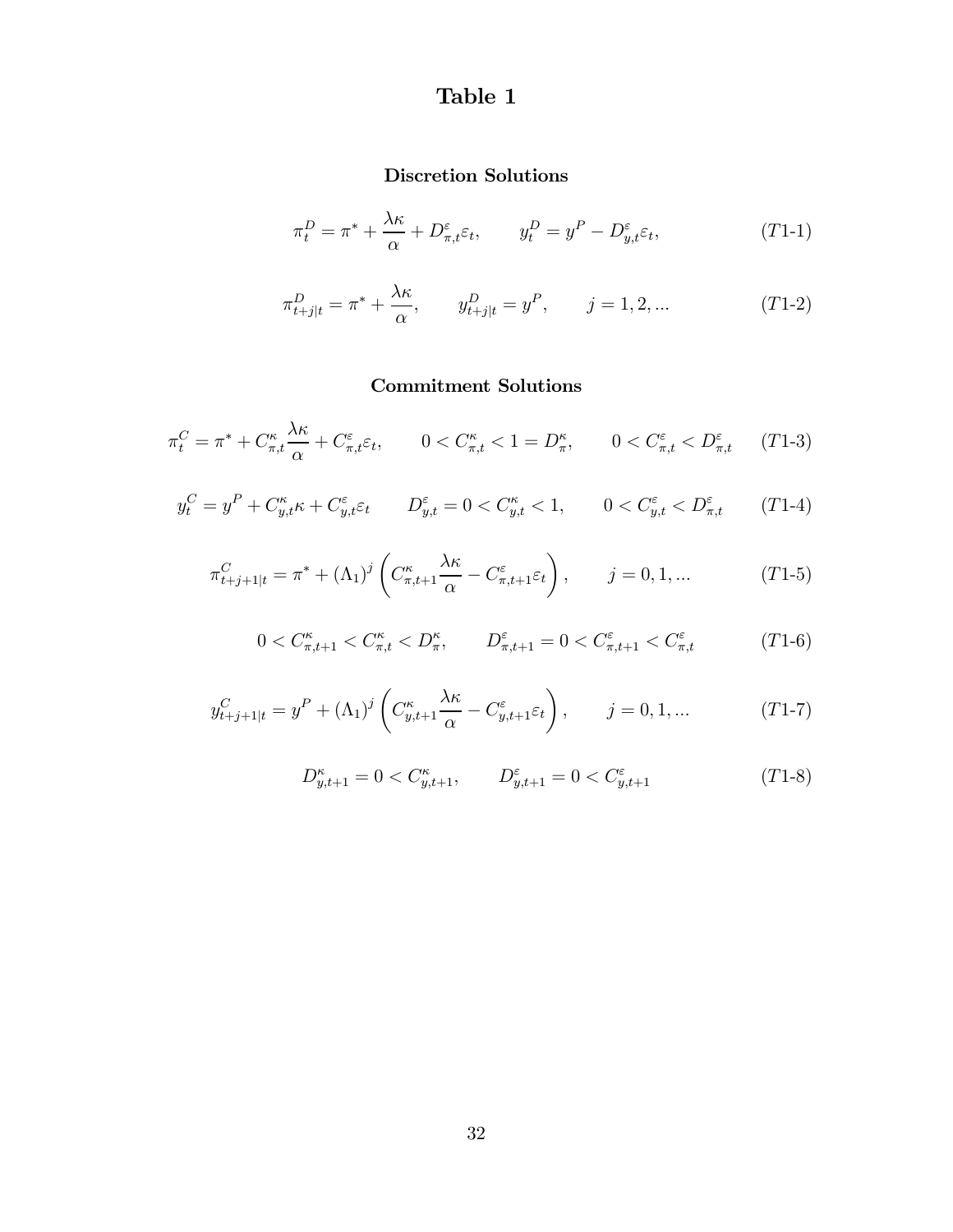# Table 1

## Discretion Solutions

$$\pi_t^D = \pi^* + \frac{\lambda\kappa}{\alpha} + D_{\pi,t}^{\varepsilon}\varepsilon_t, \qquad y_t^D = y^P - D_{y,t}^{\varepsilon}\varepsilon_t, \tag{T1-1}$$

$$\pi_{t+j|t}^D = \pi^* + \frac{\lambda\kappa}{\alpha}, \qquad y_{t+j|t}^D = y^P, \qquad j = 1, 2, ... \tag{T1-2}$$

## Commitment Solutions

$$\pi_t^C = \pi^* + C_{\pi,t}^{\kappa}\frac{\lambda\kappa}{\alpha} + C_{\pi,t}^{\varepsilon}\varepsilon_t, \qquad 0 < C_{\pi,t}^{\kappa} < 1 = D_{\pi}^{\kappa}, \qquad 0 < C_{\pi,t}^{\varepsilon} < D_{\pi,t}^{\varepsilon} \tag{T1-3}$$

$$y_t^C = y^P + C_{y,t}^{\kappa}\kappa + C_{y,t}^{\varepsilon}\varepsilon_t \qquad D_{y,t}^{\varepsilon} = 0 < C_{y,t}^{\kappa} < 1, \qquad 0 < C_{y,t}^{\varepsilon} < D_{\pi,t}^{\varepsilon} \tag{T1-4}$$

$$\pi_{t+j+1|t}^C = \pi^* + (\Lambda_1)^j\left(C_{\pi,t+1}^{\kappa}\frac{\lambda\kappa}{\alpha} - C_{\pi,t+1}^{\varepsilon}\varepsilon_t\right), \qquad j = 0, 1, ... \tag{T1-5}$$

$$0 < C_{\pi,t+1}^{\kappa} < C_{\pi,t}^{\kappa} < D_{\pi}^{\kappa}, \qquad D_{\pi,t+1}^{\varepsilon} = 0 < C_{\pi,t+1}^{\varepsilon} < C_{\pi,t}^{\varepsilon} \tag{T1-6}$$

$$y_{t+j+1|t}^C = y^P + (\Lambda_1)^j\left(C_{y,t+1}^{\kappa}\frac{\lambda\kappa}{\alpha} - C_{y,t+1}^{\varepsilon}\varepsilon_t\right), \qquad j = 0, 1, ... \tag{T1-7}$$

$$D_{y,t+1}^{\kappa} = 0 < C_{y,t+1}^{\kappa}, \qquad D_{y,t+1}^{\varepsilon} = 0 < C_{y,t+1}^{\varepsilon} \tag{T1-8}$$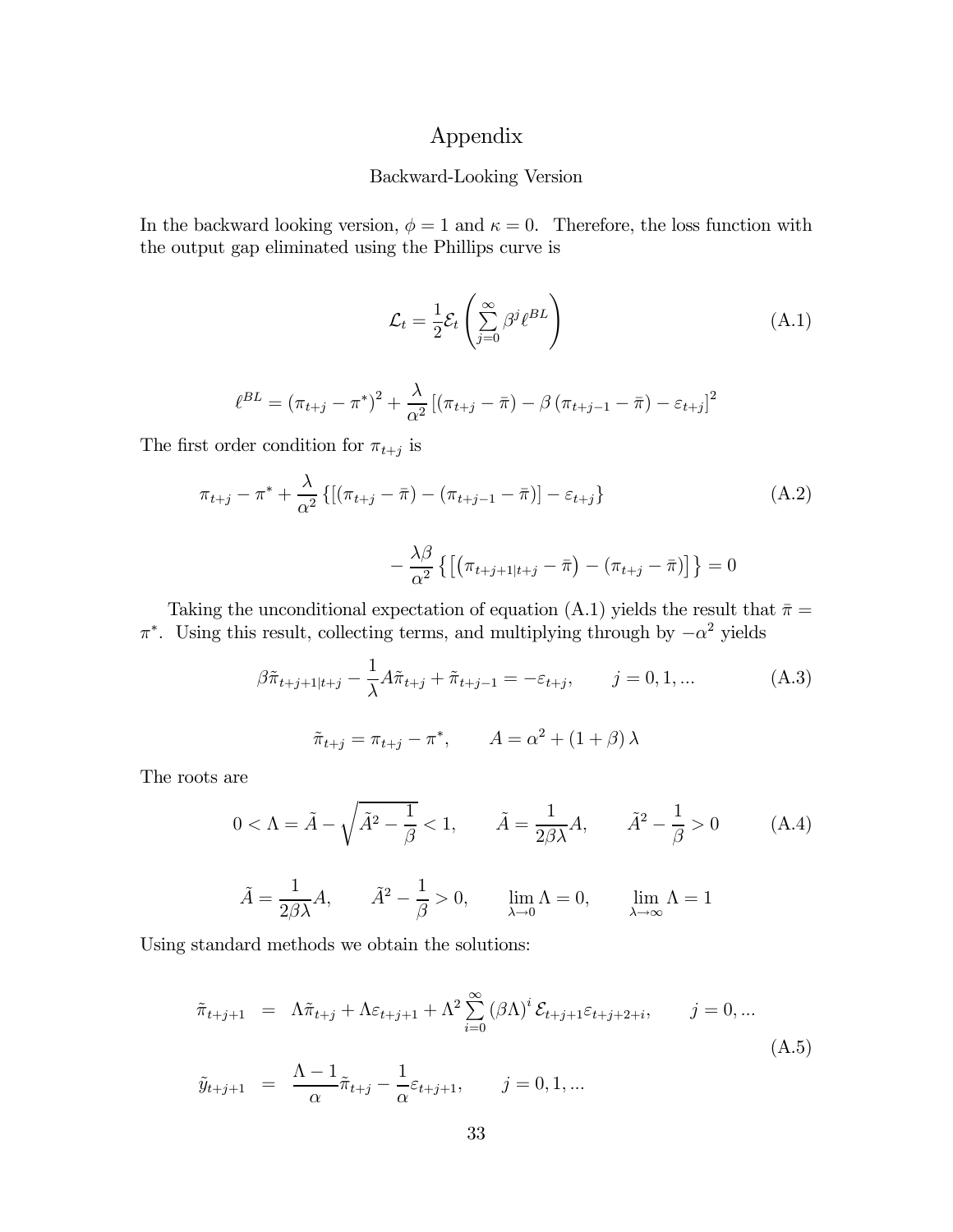# Appendix

## Backward-Looking Version

In the backward looking version, $\phi = 1$ and $\kappa = 0$. Therefore, the loss function with the output gap eliminated using the Phillips curve is

$$\mathcal{L}_t = \frac{1}{2}\mathcal{E}_t\left(\sum_{j=0}^{\infty}\beta^j \ell^{BL}\right) \tag{A.1}$$

$$\ell^{BL} = (\pi_{t+j} - \pi^*)^2 + \frac{\lambda}{\alpha^2}\left[(\pi_{t+j} - \bar{\pi}) - \beta\left(\pi_{t+j-1} - \bar{\pi}\right) - \varepsilon_{t+j}\right]^2$$

The first order condition for $\pi_{t+j}$ is

$$\pi_{t+j} - \pi^* + \frac{\lambda}{\alpha^2}\left\{\left[(\pi_{t+j} - \bar{\pi}) - (\pi_{t+j-1} - \bar{\pi})\right] - \varepsilon_{t+j}\right\} \tag{A.2}$$

$$-\frac{\lambda\beta}{\alpha^2}\left\{\left[\left(\pi_{t+j+1|t+j} - \bar{\pi}\right) - (\pi_{t+j} - \bar{\pi})\right]\right\} = 0$$

Taking the unconditional expectation of equation (A.1) yields the result that $\bar{\pi} = \pi^*$. Using this result, collecting terms, and multiplying through by $-\alpha^2$ yields

$$\beta\tilde{\pi}_{t+j+1|t+j} - \frac{1}{\lambda}A\tilde{\pi}_{t+j} + \tilde{\pi}_{t+j-1} = -\varepsilon_{t+j}, \qquad j = 0, 1, ... \tag{A.3}$$

$$\tilde{\pi}_{t+j} = \pi_{t+j} - \pi^*, \qquad A = \alpha^2 + (1+\beta)\lambda$$

The roots are

$$0 < \Lambda = \tilde{A} - \sqrt{\tilde{A}^2 - \frac{1}{\beta}} < 1, \qquad \tilde{A} = \frac{1}{2\beta\lambda}A, \qquad \tilde{A}^2 - \frac{1}{\beta} > 0 \tag{A.4}$$

$$\tilde{A} = \frac{1}{2\beta\lambda}A, \qquad \tilde{A}^2 - \frac{1}{\beta} > 0, \qquad \lim_{\lambda \to 0}\Lambda = 0, \qquad \lim_{\lambda\to\infty}\Lambda = 1$$

Using standard methods we obtain the solutions:

$$\begin{aligned} \tilde{\pi}_{t+j+1} &= \Lambda\tilde{\pi}_{t+j} + \Lambda\varepsilon_{t+j+1} + \Lambda^2\sum_{i=0}^{\infty}(\beta\Lambda)^i\,\mathcal{E}_{t+j+1}\varepsilon_{t+j+2+i}, \qquad j = 0, ... \\ \tilde{y}_{t+j+1} &= \frac{\Lambda - 1}{\alpha}\tilde{\pi}_{t+j} - \frac{1}{\alpha}\varepsilon_{t+j+1}, \qquad j = 0, 1, ... \end{aligned} \tag{A.5}$$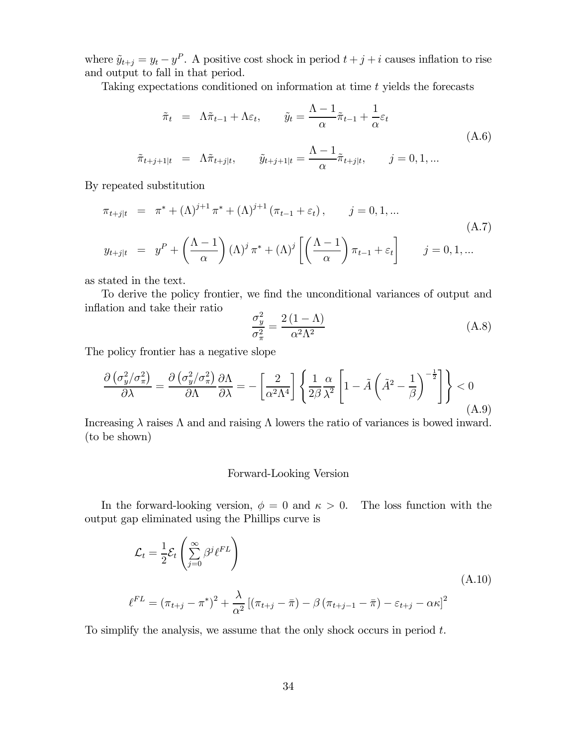where $\tilde{y}_{t+j} = y_t - y^P$. A positive cost shock in period $t + j + i$ causes inflation to rise and output to fall in that period.

Taking expectations conditioned on information at time $t$ yields the forecasts

$$
\begin{aligned}
\tilde{\pi}_t &= \Lambda \tilde{\pi}_{t-1} + \Lambda \varepsilon_t, \qquad \tilde{y}_t = \frac{\Lambda - 1}{\alpha} \tilde{\pi}_{t-1} + \frac{1}{\alpha} \varepsilon_t \\
\tilde{\pi}_{t+j+1|t} &= \Lambda \tilde{\pi}_{t+j|t}, \qquad \tilde{y}_{t+j+1|t} = \frac{\Lambda - 1}{\alpha} \tilde{\pi}_{t+j|t}, \qquad j = 0, 1, ...
\end{aligned}
\tag{A.6}
$$

By repeated substitution

$$
\begin{aligned}
\pi_{t+j|t} &= \pi^* + (\Lambda)^{j+1} \pi^* + (\Lambda)^{j+1} (\pi_{t-1} + \varepsilon_t), \qquad j = 0, 1, ... \\
y_{t+j|t} &= y^P + \left( \frac{\Lambda - 1}{\alpha} \right) (\Lambda)^j \pi^* + (\Lambda)^j \left[ \left( \frac{\Lambda - 1}{\alpha} \right) \pi_{t-1} + \varepsilon_t \right] \qquad j = 0, 1, ...
\end{aligned}
\tag{A.7}
$$

as stated in the text.

To derive the policy frontier, we find the unconditional variances of output and inflation and take their ratio

$$
\frac{\sigma_y^2}{\sigma_\pi^2} = \frac{2(1 - \Lambda)}{\alpha^2 \Lambda^2}
\tag{A.8}
$$

The policy frontier has a negative slope

$$
\frac{\partial \left( \sigma_y^2 / \sigma_\pi^2 \right)}{\partial \lambda} = \frac{\partial \left( \sigma_y^2 / \sigma_\pi^2 \right)}{\partial \Lambda} \frac{\partial \Lambda}{\partial \lambda} = - \left[ \frac{2}{\alpha^2 \Lambda^4} \right] \left\{ \frac{1}{2\beta} \frac{\alpha}{\lambda^2} \left[ 1 - \tilde{A} \left( \tilde{A}^2 - \frac{1}{\beta} \right)^{-\frac{1}{2}} \right] \right\} < 0
\tag{A.9}
$$

Increasing $\lambda$ raises $\Lambda$ and and raising $\Lambda$ lowers the ratio of variances is bowed inward. (to be shown)

## Forward-Looking Version

In the forward-looking version, $\phi = 0$ and $\kappa > 0$. The loss function with the output gap eliminated using the Phillips curve is

$$
\begin{aligned}
\mathcal{L}_t &= \frac{1}{2} \mathcal{E}_t \left( \sum_{j=0}^{\infty} \beta^j \ell^{FL} \right) \\
\ell^{FL} &= (\pi_{t+j} - \pi^*)^2 + \frac{\lambda}{\alpha^2} \left[ (\pi_{t+j} - \bar{\pi}) - \beta (\pi_{t+j-1} - \bar{\pi}) - \varepsilon_{t+j} - \alpha\kappa \right]^2
\end{aligned}
\tag{A.10}
$$

To simplify the analysis, we assume that the only shock occurs in period $t$.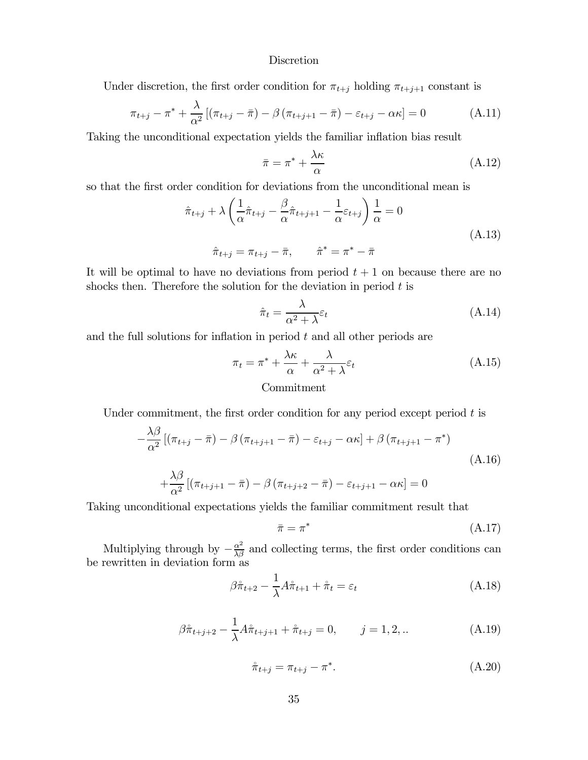Discretion

Under discretion, the first order condition for $\pi_{t+j}$ holding $\pi_{t+j+1}$ constant is

$$\pi_{t+j} - \pi^* + \frac{\lambda}{\alpha^2}\left[(\pi_{t+j} - \bar{\pi}) - \beta(\pi_{t+j+1} - \bar{\pi}) - \varepsilon_{t+j} - \alpha\kappa\right] = 0 \tag{A.11}$$

Taking the unconditional expectation yields the familiar inflation bias result

$$\bar{\pi} = \pi^* + \frac{\lambda\kappa}{\alpha} \tag{A.12}$$

so that the first order condition for deviations from the unconditional mean is

$$\hat{\pi}_{t+j} + \lambda\left(\frac{1}{\alpha}\hat{\pi}_{t+j} - \frac{\beta}{\alpha}\hat{\pi}_{t+j+1} - \frac{1}{\alpha}\varepsilon_{t+j}\right)\frac{1}{\alpha} = 0$$

$$\hat{\pi}_{t+j} = \pi_{t+j} - \bar{\pi}, \qquad \hat{\pi}^* = \pi^* - \bar{\pi} \tag{A.13}$$

It will be optimal to have no deviations from period $t+1$ on because there are no shocks then. Therefore the solution for the deviation in period $t$ is

$$\hat{\pi}_t = \frac{\lambda}{\alpha^2 + \lambda}\varepsilon_t \tag{A.14}$$

and the full solutions for inflation in period $t$ and all other periods are

$$\pi_t = \pi^* + \frac{\lambda\kappa}{\alpha} + \frac{\lambda}{\alpha^2 + \lambda}\varepsilon_t \tag{A.15}$$

Commitment

Under commitment, the first order condition for any period except period $t$ is

$$-\frac{\lambda\beta}{\alpha^2}\left[(\pi_{t+j} - \bar{\pi}) - \beta(\pi_{t+j+1} - \bar{\pi}) - \varepsilon_{t+j} - \alpha\kappa\right] + \beta(\pi_{t+j+1} - \pi^*)$$

$$+\frac{\lambda\beta}{\alpha^2}\left[(\pi_{t+j+1} - \bar{\pi}) - \beta(\pi_{t+j+2} - \bar{\pi}) - \varepsilon_{t+j+1} - \alpha\kappa\right] = 0 \tag{A.16}$$

Taking unconditional expectations yields the familiar commitment result that

$$\bar{\pi} = \pi^* \tag{A.17}$$

Multiplying through by $-\frac{\alpha^2}{\lambda\beta}$ and collecting terms, the first order conditions can be rewritten in deviation form as

$$\beta\mathring{\pi}_{t+2} - \frac{1}{\lambda}A\mathring{\pi}_{t+1} + \mathring{\pi}_t = \varepsilon_t \tag{A.18}$$

$$\beta\mathring{\pi}_{t+j+2} - \frac{1}{\lambda}A\mathring{\pi}_{t+j+1} + \mathring{\pi}_{t+j} = 0, \qquad j = 1, 2, .. \tag{A.19}$$

$$\mathring{\pi}_{t+j} = \pi_{t+j} - \pi^*. \tag{A.20}$$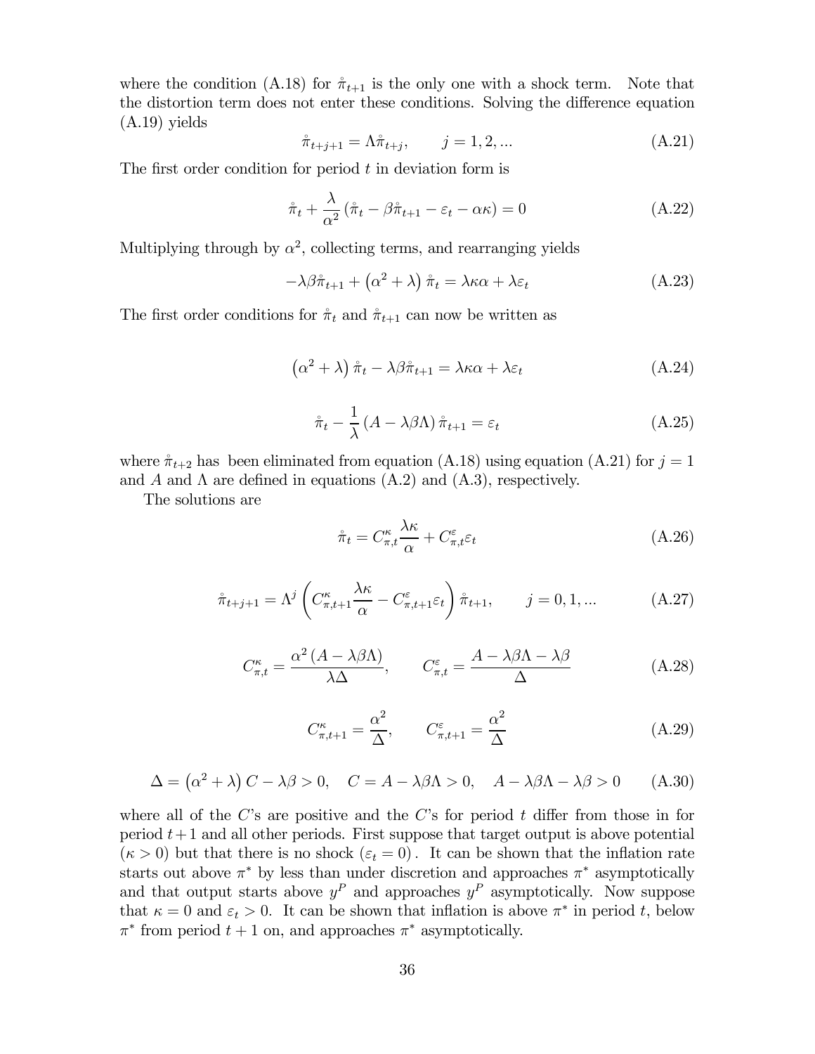where the condition (A.18) for $\mathring{\pi}_{t+1}$ is the only one with a shock term. Note that the distortion term does not enter these conditions. Solving the difference equation (A.19) yields

$$\mathring{\pi}_{t+j+1} = \Lambda \mathring{\pi}_{t+j}, \qquad j = 1, 2, ... \tag{A.21}$$

The first order condition for period $t$ in deviation form is

$$\mathring{\pi}_t + \frac{\lambda}{\alpha^2} \left( \mathring{\pi}_t - \beta \mathring{\pi}_{t+1} - \varepsilon_t - \alpha\kappa \right) = 0 \tag{A.22}$$

Multiplying through by $\alpha^2$, collecting terms, and rearranging yields

$$-\lambda\beta\mathring{\pi}_{t+1} + \left(\alpha^2 + \lambda\right) \mathring{\pi}_t = \lambda\kappa\alpha + \lambda\varepsilon_t \tag{A.23}$$

The first order conditions for $\mathring{\pi}_t$ and $\mathring{\pi}_{t+1}$ can now be written as

$$\left(\alpha^2 + \lambda\right) \mathring{\pi}_t - \lambda\beta\mathring{\pi}_{t+1} = \lambda\kappa\alpha + \lambda\varepsilon_t \tag{A.24}$$

$$\mathring{\pi}_t - \frac{1}{\lambda} \left(A - \lambda\beta\Lambda\right) \mathring{\pi}_{t+1} = \varepsilon_t \tag{A.25}$$

where $\mathring{\pi}_{t+2}$ has been eliminated from equation (A.18) using equation (A.21) for $j = 1$ and $A$ and $\Lambda$ are defined in equations (A.2) and (A.3), respectively.

The solutions are

$$\mathring{\pi}_t = C^{\kappa}_{\pi,t} \frac{\lambda\kappa}{\alpha} + C^{\varepsilon}_{\pi,t} \varepsilon_t \tag{A.26}$$

$$\mathring{\pi}_{t+j+1} = \Lambda^j \left( C^{\kappa}_{\pi,t+1} \frac{\lambda\kappa}{\alpha} - C^{\varepsilon}_{\pi,t+1} \varepsilon_t \right) \mathring{\pi}_{t+1}, \qquad j = 0, 1, ... \tag{A.27}$$

$$C^{\kappa}_{\pi,t} = \frac{\alpha^2 \left(A - \lambda\beta\Lambda\right)}{\lambda\Delta}, \qquad C^{\varepsilon}_{\pi,t} = \frac{A - \lambda\beta\Lambda - \lambda\beta}{\Delta} \tag{A.28}$$

$$C^{\kappa}_{\pi,t+1} = \frac{\alpha^2}{\Delta}, \qquad C^{\varepsilon}_{\pi,t+1} = \frac{\alpha^2}{\Delta} \tag{A.29}$$

$$\Delta = \left(\alpha^2 + \lambda\right) C - \lambda\beta > 0, \quad C = A - \lambda\beta\Lambda > 0, \quad A - \lambda\beta\Lambda - \lambda\beta > 0 \tag{A.30}$$

where all of the $C$'s are positive and the $C$'s for period $t$ differ from those in for period $t+1$ and all other periods. First suppose that target output is above potential $(\kappa > 0)$ but that there is no shock $(\varepsilon_t = 0)$. It can be shown that the inflation rate starts out above $\pi^*$ by less than under discretion and approaches $\pi^*$ asymptotically and that output starts above $y^P$ and approaches $y^P$ asymptotically. Now suppose that $\kappa = 0$ and $\varepsilon_t > 0$. It can be shown that inflation is above $\pi^*$ in period $t$, below $\pi^*$ from period $t+1$ on, and approaches $\pi^*$ asymptotically.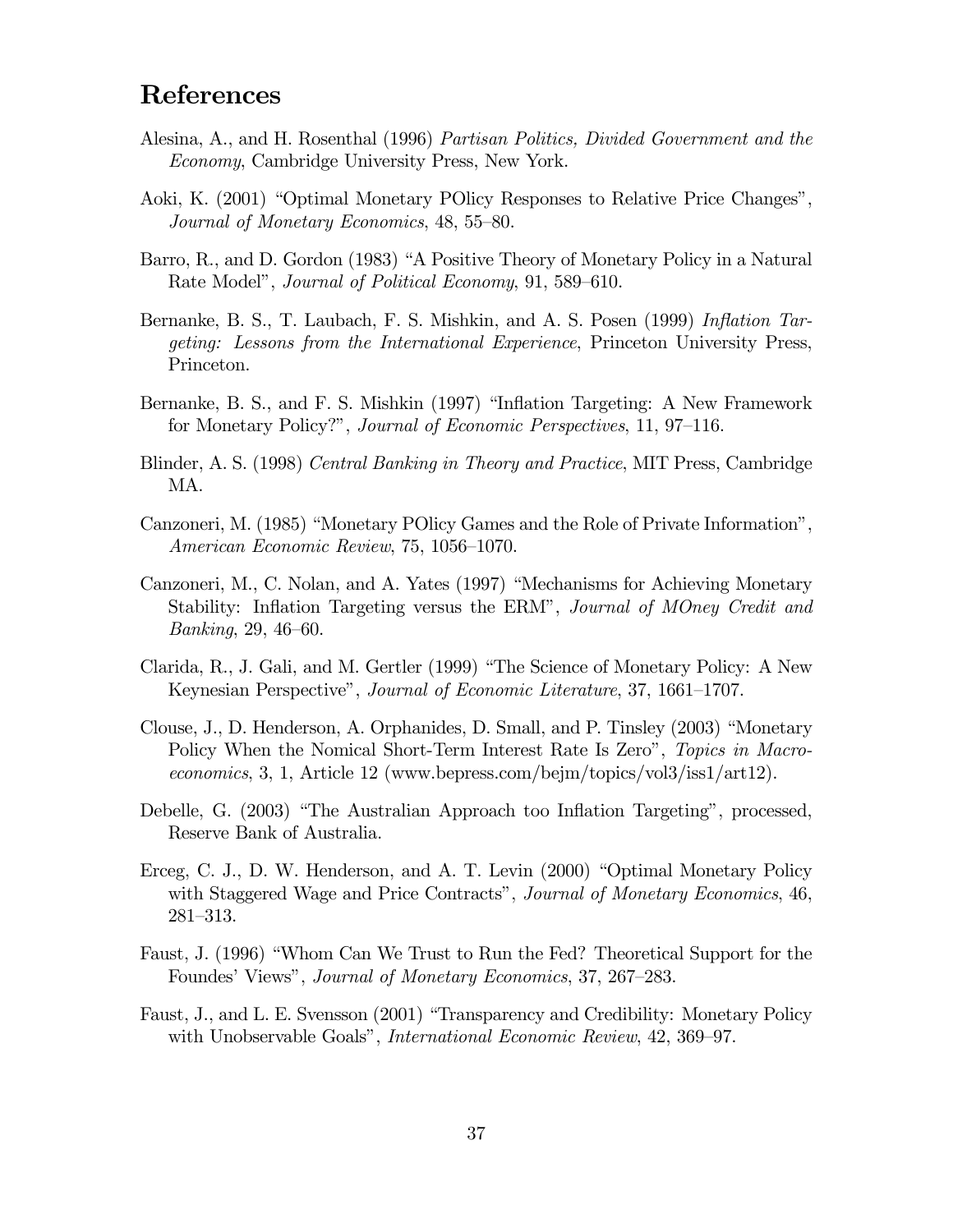# References

Alesina, A., and H. Rosenthal (1996) *Partisan Politics, Divided Government and the Economy*, Cambridge University Press, New York.

Aoki, K. (2001) "Optimal Monetary POlicy Responses to Relative Price Changes", *Journal of Monetary Economics*, 48, 55–80.

Barro, R., and D. Gordon (1983) "A Positive Theory of Monetary Policy in a Natural Rate Model", *Journal of Political Economy*, 91, 589–610.

Bernanke, B. S., T. Laubach, F. S. Mishkin, and A. S. Posen (1999) *Inflation Targeting: Lessons from the International Experience*, Princeton University Press, Princeton.

Bernanke, B. S., and F. S. Mishkin (1997) "Inflation Targeting: A New Framework for Monetary Policy?", *Journal of Economic Perspectives*, 11, 97–116.

Blinder, A. S. (1998) *Central Banking in Theory and Practice*, MIT Press, Cambridge MA.

Canzoneri, M. (1985) "Monetary POlicy Games and the Role of Private Information", *American Economic Review*, 75, 1056–1070.

Canzoneri, M., C. Nolan, and A. Yates (1997) "Mechanisms for Achieving Monetary Stability: Inflation Targeting versus the ERM", *Journal of MOney Credit and Banking*, 29, 46–60.

Clarida, R., J. Gali, and M. Gertler (1999) "The Science of Monetary Policy: A New Keynesian Perspective", *Journal of Economic Literature*, 37, 1661–1707.

Clouse, J., D. Henderson, A. Orphanides, D. Small, and P. Tinsley (2003) "Monetary Policy When the Nomical Short-Term Interest Rate Is Zero", *Topics in Macroeconomics*, 3, 1, Article 12 (www.bepress.com/bejm/topics/vol3/iss1/art12).

Debelle, G. (2003) "The Australian Approach too Inflation Targeting", processed, Reserve Bank of Australia.

Erceg, C. J., D. W. Henderson, and A. T. Levin (2000) "Optimal Monetary Policy with Staggered Wage and Price Contracts", *Journal of Monetary Economics*, 46, 281–313.

Faust, J. (1996) "Whom Can We Trust to Run the Fed? Theoretical Support for the Foundes' Views", *Journal of Monetary Economics*, 37, 267–283.

Faust, J., and L. E. Svensson (2001) "Transparency and Credibility: Monetary Policy with Unobservable Goals", *International Economic Review*, 42, 369–97.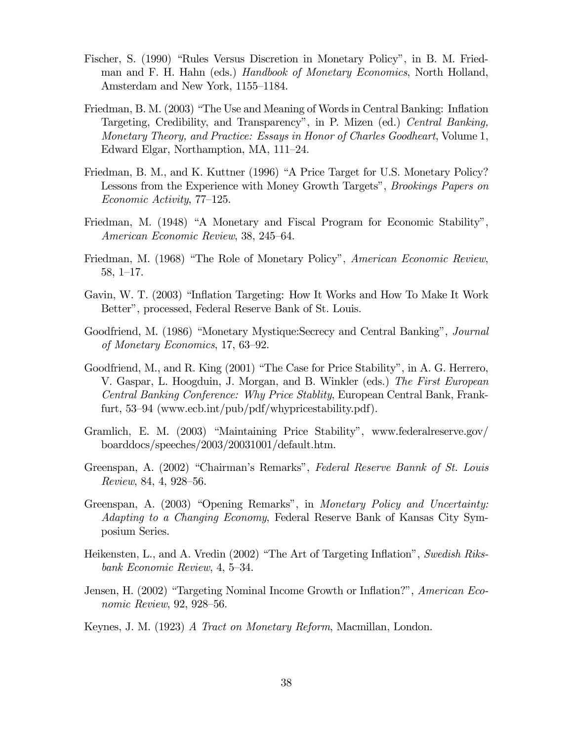Fischer, S. (1990) "Rules Versus Discretion in Monetary Policy", in B. M. Friedman and F. H. Hahn (eds.) *Handbook of Monetary Economics*, North Holland, Amsterdam and New York, 1155–1184.

Friedman, B. M. (2003) "The Use and Meaning of Words in Central Banking: Inflation Targeting, Credibility, and Transparency", in P. Mizen (ed.) *Central Banking, Monetary Theory, and Practice: Essays in Honor of Charles Goodheart*, Volume 1, Edward Elgar, Northamption, MA, 111–24.

Friedman, B. M., and K. Kuttner (1996) "A Price Target for U.S. Monetary Policy? Lessons from the Experience with Money Growth Targets", *Brookings Papers on Economic Activity*, 77–125.

Friedman, M. (1948) "A Monetary and Fiscal Program for Economic Stability", *American Economic Review*, 38, 245–64.

Friedman, M. (1968) "The Role of Monetary Policy", *American Economic Review*, 58, 1–17.

Gavin, W. T. (2003) "Inflation Targeting: How It Works and How To Make It Work Better", processed, Federal Reserve Bank of St. Louis.

Goodfriend, M. (1986) "Monetary Mystique:Secrecy and Central Banking", *Journal of Monetary Economics*, 17, 63–92.

Goodfriend, M., and R. King (2001) "The Case for Price Stability", in A. G. Herrero, V. Gaspar, L. Hoogduin, J. Morgan, and B. Winkler (eds.) *The First European Central Banking Conference: Why Price Stablity*, European Central Bank, Frankfurt, 53–94 (www.ecb.int/pub/pdf/whypricestability.pdf).

Gramlich, E. M. (2003) "Maintaining Price Stability", www.federalreserve.gov/boarddocs/speeches/2003/20031001/default.htm.

Greenspan, A. (2002) "Chairman's Remarks", *Federal Reserve Bannk of St. Louis Review*, 84, 4, 928–56.

Greenspan, A. (2003) "Opening Remarks", in *Monetary Policy and Uncertainty: Adapting to a Changing Economy*, Federal Reserve Bank of Kansas City Symposium Series.

Heikensten, L., and A. Vredin (2002) "The Art of Targeting Inflation", *Swedish Riksbank Economic Review*, 4, 5–34.

Jensen, H. (2002) "Targeting Nominal Income Growth or Inflation?", *American Economic Review*, 92, 928–56.

Keynes, J. M. (1923) *A Tract on Monetary Reform*, Macmillan, London.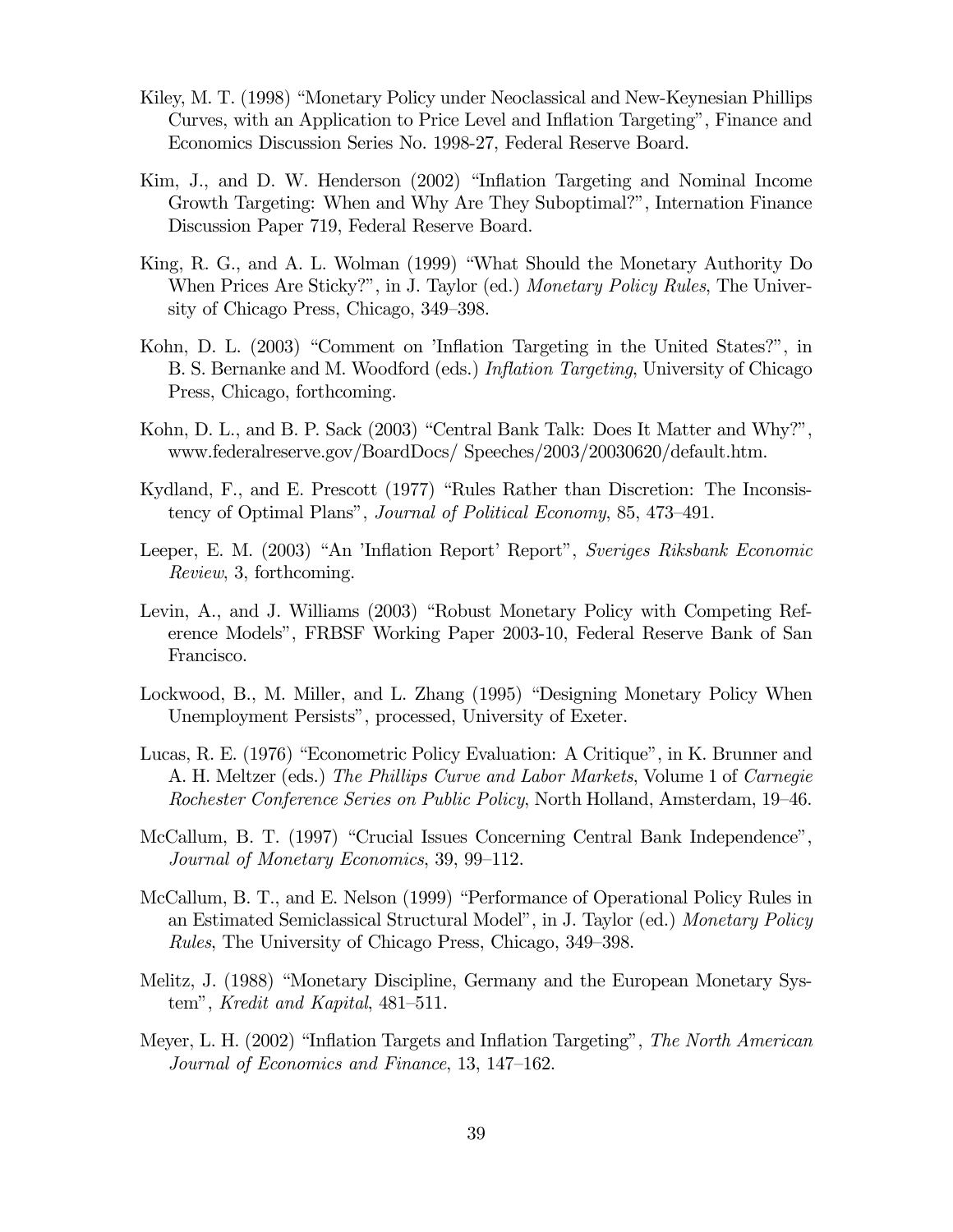Kiley, M. T. (1998) "Monetary Policy under Neoclassical and New-Keynesian Phillips Curves, with an Application to Price Level and Inflation Targeting", Finance and Economics Discussion Series No. 1998-27, Federal Reserve Board.

Kim, J., and D. W. Henderson (2002) "Inflation Targeting and Nominal Income Growth Targeting: When and Why Are They Suboptimal?", Internation Finance Discussion Paper 719, Federal Reserve Board.

King, R. G., and A. L. Wolman (1999) "What Should the Monetary Authority Do When Prices Are Sticky?", in J. Taylor (ed.) *Monetary Policy Rules*, The University of Chicago Press, Chicago, 349–398.

Kohn, D. L. (2003) "Comment on 'Inflation Targeting in the United States?", in B. S. Bernanke and M. Woodford (eds.) *Inflation Targeting*, University of Chicago Press, Chicago, forthcoming.

Kohn, D. L., and B. P. Sack (2003) "Central Bank Talk: Does It Matter and Why?", www.federalreserve.gov/BoardDocs/ Speeches/2003/20030620/default.htm.

Kydland, F., and E. Prescott (1977) "Rules Rather than Discretion: The Inconsistency of Optimal Plans", *Journal of Political Economy*, 85, 473–491.

Leeper, E. M. (2003) "An 'Inflation Report' Report", *Sveriges Riksbank Economic Review*, 3, forthcoming.

Levin, A., and J. Williams (2003) "Robust Monetary Policy with Competing Reference Models", FRBSF Working Paper 2003-10, Federal Reserve Bank of San Francisco.

Lockwood, B., M. Miller, and L. Zhang (1995) "Designing Monetary Policy When Unemployment Persists", processed, University of Exeter.

Lucas, R. E. (1976) "Econometric Policy Evaluation: A Critique", in K. Brunner and A. H. Meltzer (eds.) *The Phillips Curve and Labor Markets*, Volume 1 of *Carnegie Rochester Conference Series on Public Policy*, North Holland, Amsterdam, 19–46.

McCallum, B. T. (1997) "Crucial Issues Concerning Central Bank Independence", *Journal of Monetary Economics*, 39, 99–112.

McCallum, B. T., and E. Nelson (1999) "Performance of Operational Policy Rules in an Estimated Semiclassical Structural Model", in J. Taylor (ed.) *Monetary Policy Rules*, The University of Chicago Press, Chicago, 349–398.

Melitz, J. (1988) "Monetary Discipline, Germany and the European Monetary System", *Kredit and Kapital*, 481–511.

Meyer, L. H. (2002) "Inflation Targets and Inflation Targeting", *The North American Journal of Economics and Finance*, 13, 147–162.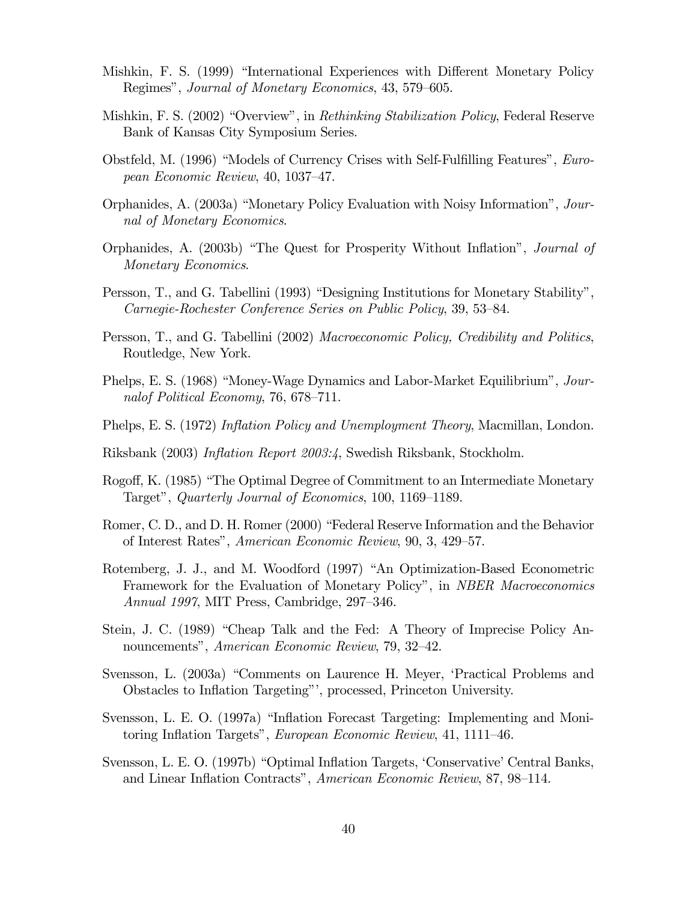Mishkin, F. S. (1999) "International Experiences with Different Monetary Policy Regimes", *Journal of Monetary Economics*, 43, 579–605.

Mishkin, F. S. (2002) "Overview", in *Rethinking Stabilization Policy*, Federal Reserve Bank of Kansas City Symposium Series.

Obstfeld, M. (1996) "Models of Currency Crises with Self-Fulfilling Features", *European Economic Review*, 40, 1037–47.

Orphanides, A. (2003a) "Monetary Policy Evaluation with Noisy Information", *Journal of Monetary Economics*.

Orphanides, A. (2003b) "The Quest for Prosperity Without Inflation", *Journal of Monetary Economics*.

Persson, T., and G. Tabellini (1993) "Designing Institutions for Monetary Stability", *Carnegie-Rochester Conference Series on Public Policy*, 39, 53–84.

Persson, T., and G. Tabellini (2002) *Macroeconomic Policy, Credibility and Politics*, Routledge, New York.

Phelps, E. S. (1968) "Money-Wage Dynamics and Labor-Market Equilibrium", *Journalof Political Economy*, 76, 678–711.

Phelps, E. S. (1972) *Inflation Policy and Unemployment Theory*, Macmillan, London.

Riksbank (2003) *Inflation Report 2003:4*, Swedish Riksbank, Stockholm.

Rogoff, K. (1985) "The Optimal Degree of Commitment to an Intermediate Monetary Target", *Quarterly Journal of Economics*, 100, 1169–1189.

Romer, C. D., and D. H. Romer (2000) "Federal Reserve Information and the Behavior of Interest Rates", *American Economic Review*, 90, 3, 429–57.

Rotemberg, J. J., and M. Woodford (1997) "An Optimization-Based Econometric Framework for the Evaluation of Monetary Policy", in *NBER Macroeconomics Annual 1997*, MIT Press, Cambridge, 297–346.

Stein, J. C. (1989) "Cheap Talk and the Fed: A Theory of Imprecise Policy Announcements", *American Economic Review*, 79, 32–42.

Svensson, L. (2003a) "Comments on Laurence H. Meyer, 'Practical Problems and Obstacles to Inflation Targeting"', processed, Princeton University.

Svensson, L. E. O. (1997a) "Inflation Forecast Targeting: Implementing and Monitoring Inflation Targets", *European Economic Review*, 41, 1111–46.

Svensson, L. E. O. (1997b) "Optimal Inflation Targets, 'Conservative' Central Banks, and Linear Inflation Contracts", *American Economic Review*, 87, 98–114.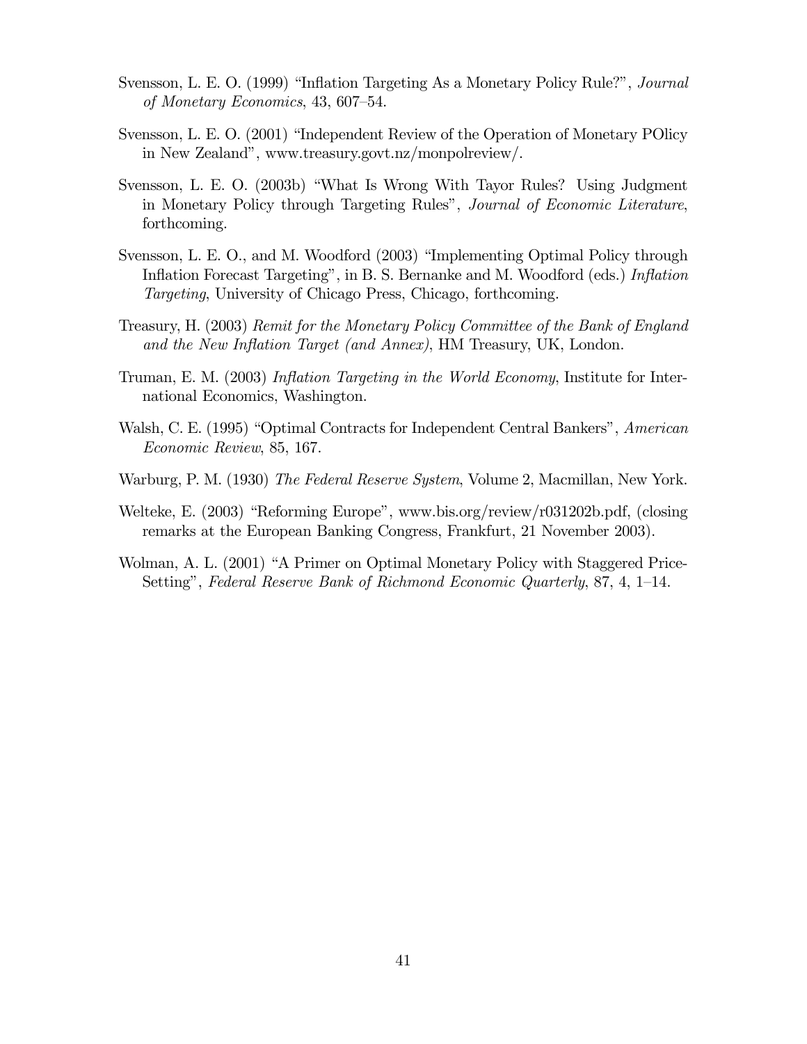Svensson, L. E. O. (1999) "Inflation Targeting As a Monetary Policy Rule?", *Journal of Monetary Economics*, 43, 607–54.

Svensson, L. E. O. (2001) "Independent Review of the Operation of Monetary POlicy in New Zealand", www.treasury.govt.nz/monpolreview/.

Svensson, L. E. O. (2003b) "What Is Wrong With Tayor Rules? Using Judgment in Monetary Policy through Targeting Rules", *Journal of Economic Literature*, forthcoming.

Svensson, L. E. O., and M. Woodford (2003) "Implementing Optimal Policy through Inflation Forecast Targeting", in B. S. Bernanke and M. Woodford (eds.) *Inflation Targeting*, University of Chicago Press, Chicago, forthcoming.

Treasury, H. (2003) *Remit for the Monetary Policy Committee of the Bank of England and the New Inflation Target (and Annex)*, HM Treasury, UK, London.

Truman, E. M. (2003) *Inflation Targeting in the World Economy*, Institute for International Economics, Washington.

Walsh, C. E. (1995) "Optimal Contracts for Independent Central Bankers", *American Economic Review*, 85, 167.

Warburg, P. M. (1930) *The Federal Reserve System*, Volume 2, Macmillan, New York.

Welteke, E. (2003) "Reforming Europe", www.bis.org/review/r031202b.pdf, (closing remarks at the European Banking Congress, Frankfurt, 21 November 2003).

Wolman, A. L. (2001) "A Primer on Optimal Monetary Policy with Staggered Price-Setting", *Federal Reserve Bank of Richmond Economic Quarterly*, 87, 4, 1–14.